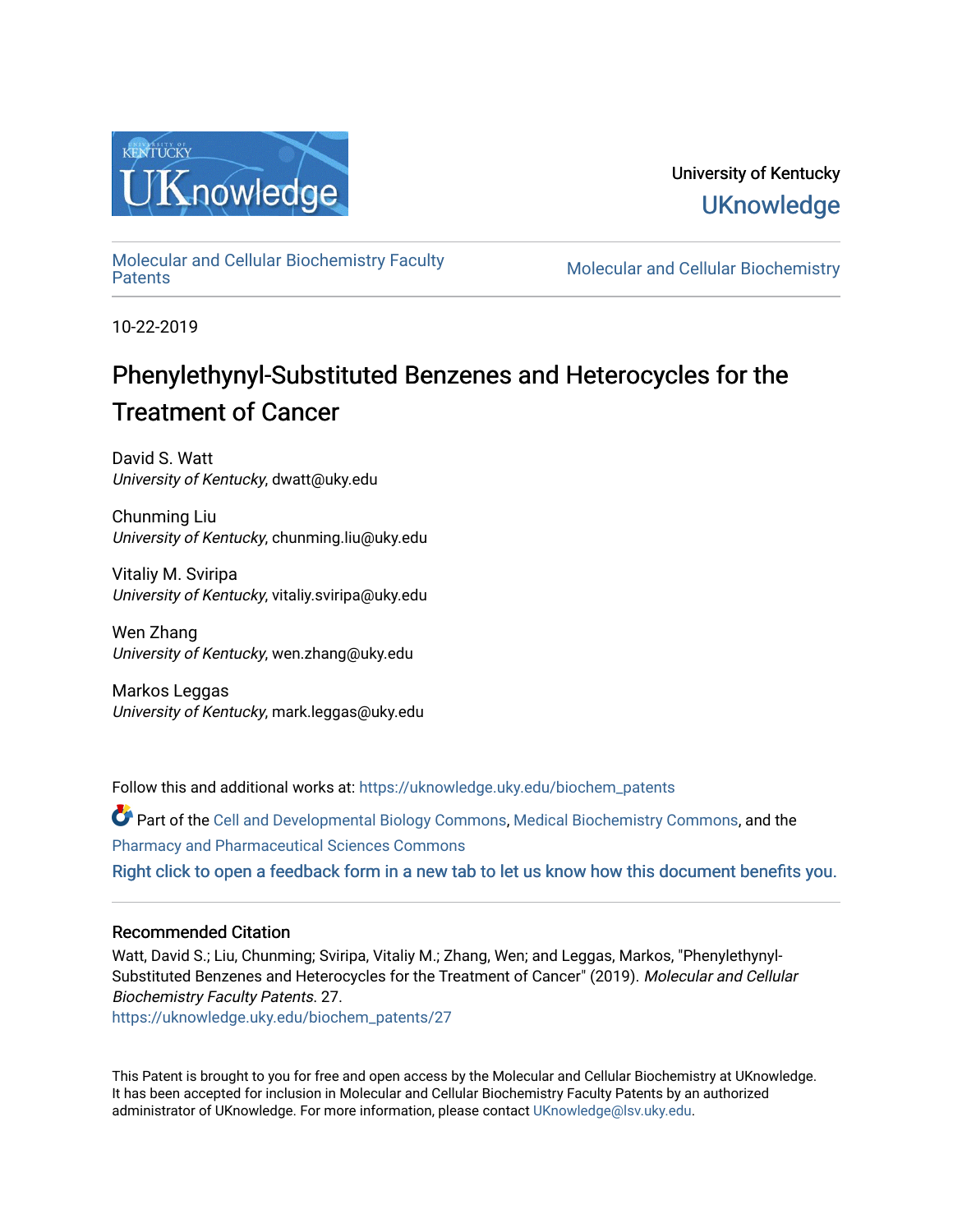University of Kentucky

UKnowledge

Molecular and Cellular Biochemistry Faculty Patents

Molecular and Cellular Biochemistry

10-22-2019

# Phenylethynyl-Substituted Benzenes and Heterocycles for the Treatment of Cancer

David S. Watt
*University of Kentucky*, dwatt@uky.edu

Chunming Liu
*University of Kentucky*, chunming.liu@uky.edu

Vitaliy M. Sviripa
*University of Kentucky*, vitaliy.sviripa@uky.edu

Wen Zhang
*University of Kentucky*, wen.zhang@uky.edu

Markos Leggas
*University of Kentucky*, mark.leggas@uky.edu

Follow this and additional works at: https://uknowledge.uky.edu/biochem_patents

Part of the Cell and Developmental Biology Commons, Medical Biochemistry Commons, and the Pharmacy and Pharmaceutical Sciences Commons

Right click to open a feedback form in a new tab to let us know how this document benefits you.

### Recommended Citation

Watt, David S.; Liu, Chunming; Sviripa, Vitaliy M.; Zhang, Wen; and Leggas, Markos, "Phenylethynyl-Substituted Benzenes and Heterocycles for the Treatment of Cancer" (2019). *Molecular and Cellular Biochemistry Faculty Patents*. 27.
https://uknowledge.uky.edu/biochem_patents/27

This Patent is brought to you for free and open access by the Molecular and Cellular Biochemistry at UKnowledge. It has been accepted for inclusion in Molecular and Cellular Biochemistry Faculty Patents by an authorized administrator of UKnowledge. For more information, please contact UKnowledge@lsv.uky.edu.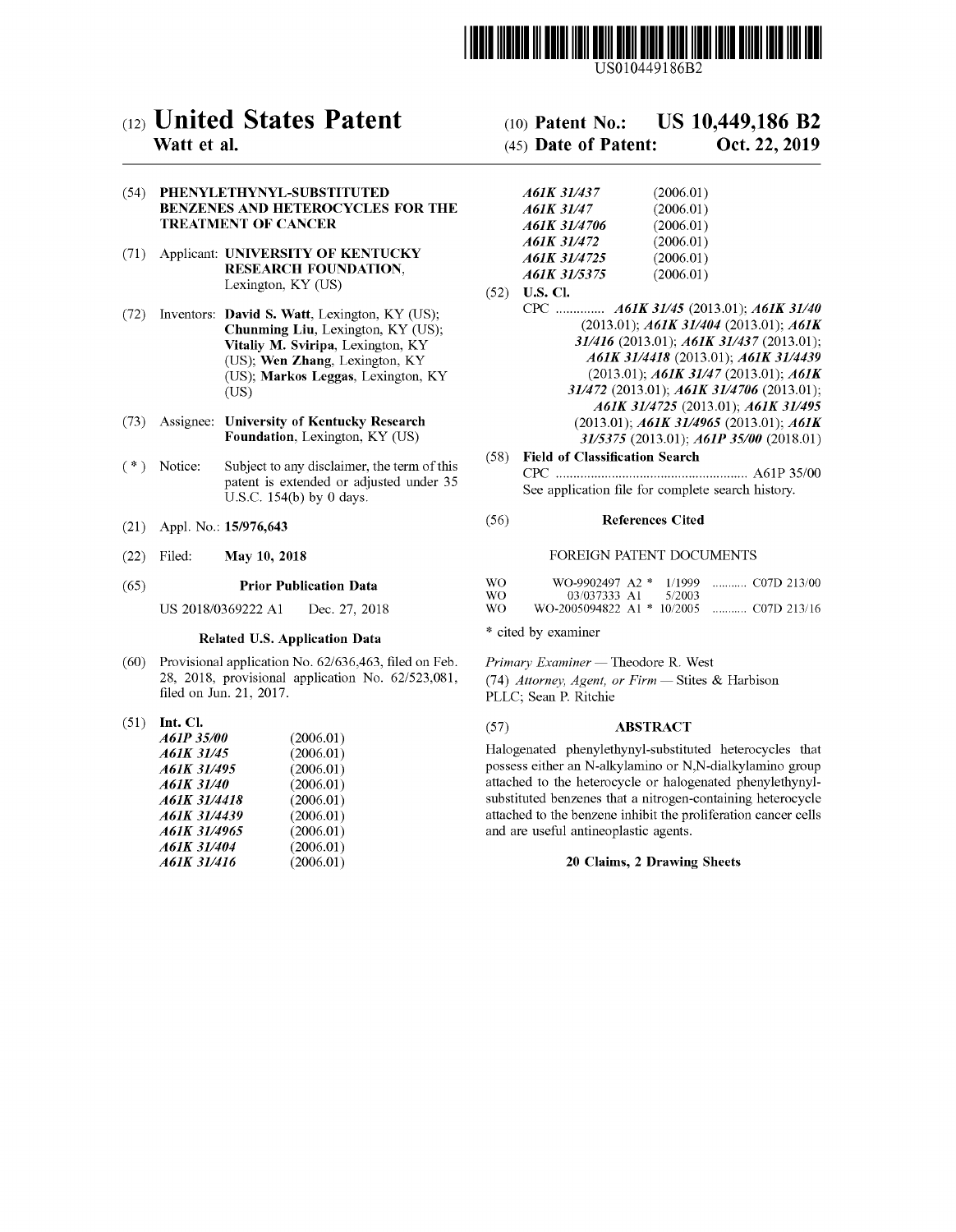# (12) United States Patent

**Watt et al.**

(10) **Patent No.: US 10,449,186 B2**

(45) **Date of Patent: Oct. 22, 2019**

(54) **PHENYLETHYNYL-SUBSTITUTED BENZENES AND HETEROCYCLES FOR THE TREATMENT OF CANCER**

(71) Applicant: **UNIVERSITY OF KENTUCKY RESEARCH FOUNDATION**, Lexington, KY (US)

(72) Inventors: **David S. Watt**, Lexington, KY (US); **Chunming Liu**, Lexington, KY (US); **Vitaliy M. Sviripa**, Lexington, KY (US); **Wen Zhang**, Lexington, KY (US); **Markos Leggas**, Lexington, KY (US)

(73) Assignee: **University of Kentucky Research Foundation**, Lexington, KY (US)

( * ) Notice: Subject to any disclaimer, the term of this patent is extended or adjusted under 35 U.S.C. 154(b) by 0 days.

(21) Appl. No.: **15/976,643**

(22) Filed: **May 10, 2018**

(65) **Prior Publication Data**

US 2018/0369222 A1 Dec. 27, 2018

**Related U.S. Application Data**

(60) Provisional application No. 62/636,463, filed on Feb. 28, 2018, provisional application No. 62/523,081, filed on Jun. 21, 2017.

(51) **Int. Cl.**

| | |
|---|---|
| *A61P 35/00* | (2006.01) |
| *A61K 31/45* | (2006.01) |
| *A61K 31/495* | (2006.01) |
| *A61K 31/40* | (2006.01) |
| *A61K 31/4418* | (2006.01) |
| *A61K 31/4439* | (2006.01) |
| *A61K 31/4965* | (2006.01) |
| *A61K 31/404* | (2006.01) |
| *A61K 31/416* | (2006.01) |
| *A61K 31/437* | (2006.01) |
| *A61K 31/47* | (2006.01) |
| *A61K 31/4706* | (2006.01) |
| *A61K 31/472* | (2006.01) |
| *A61K 31/4725* | (2006.01) |
| *A61K 31/5375* | (2006.01) |

(52) **U.S. Cl.**

CPC .............. ***A61K 31/45*** (2013.01); ***A61K 31/40*** (2013.01); ***A61K 31/404*** (2013.01); ***A61K 31/416*** (2013.01); ***A61K 31/437*** (2013.01); ***A61K 31/4418*** (2013.01); ***A61K 31/4439*** (2013.01); ***A61K 31/47*** (2013.01); ***A61K 31/472*** (2013.01); ***A61K 31/4706*** (2013.01); ***A61K 31/4725*** (2013.01); ***A61K 31/495*** (2013.01); ***A61K 31/4965*** (2013.01); ***A61K 31/5375*** (2013.01); ***A61P 35/00*** (2018.01)

(58) **Field of Classification Search**

CPC ...................................................... A61P 35/00

See application file for complete search history.

(56) **References Cited**

FOREIGN PATENT DOCUMENTS

| | | | | |
|---|---|---|---|---|
| WO | WO-9902497 A2 * | 1/1999 | ........... | C07D 213/00 |
| WO | 03/037333 A1 | 5/2003 | | |
| WO | WO-2005094822 A1 * | 10/2005 | ........... | C07D 213/16 |

\* cited by examiner

*Primary Examiner* — Theodore R. West

(74) *Attorney, Agent, or Firm* — Stites & Harbison PLLC; Sean P. Ritchie

(57) **ABSTRACT**

Halogenated phenylethynyl-substituted heterocycles that possess either an N-alkylamino or N,N-dialkylamino group attached to the heterocycle or halogenated phenylethynyl-substituted benzenes that a nitrogen-containing heterocycle attached to the benzene inhibit the proliferation cancer cells and are useful antineoplastic agents.

**20 Claims, 2 Drawing Sheets**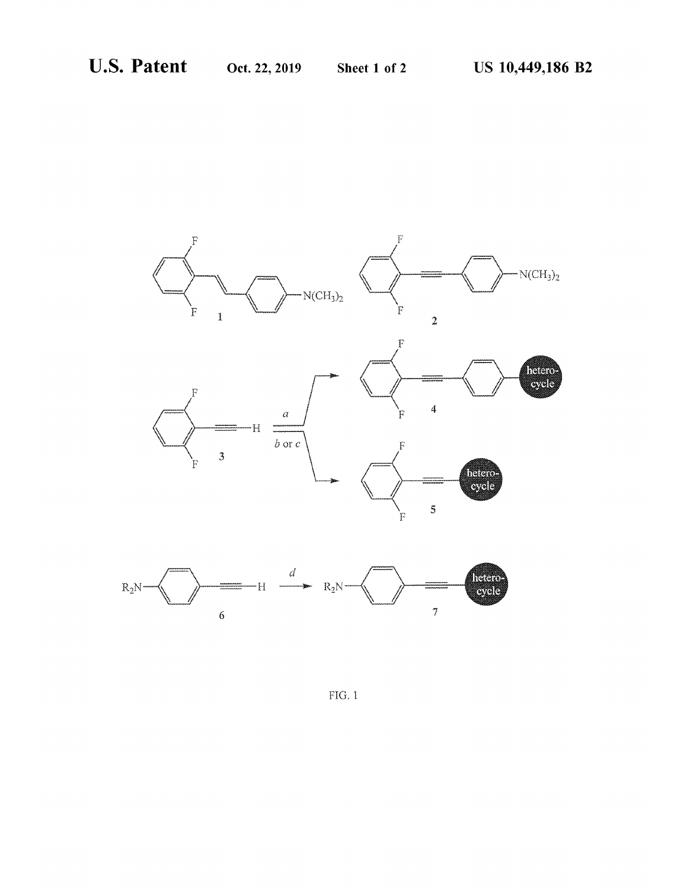1

2

3

a

b or c

4

5

heterocycle

$R_2N$

6

d

7

$N(CH_3)_2$

F

H

FIG. 1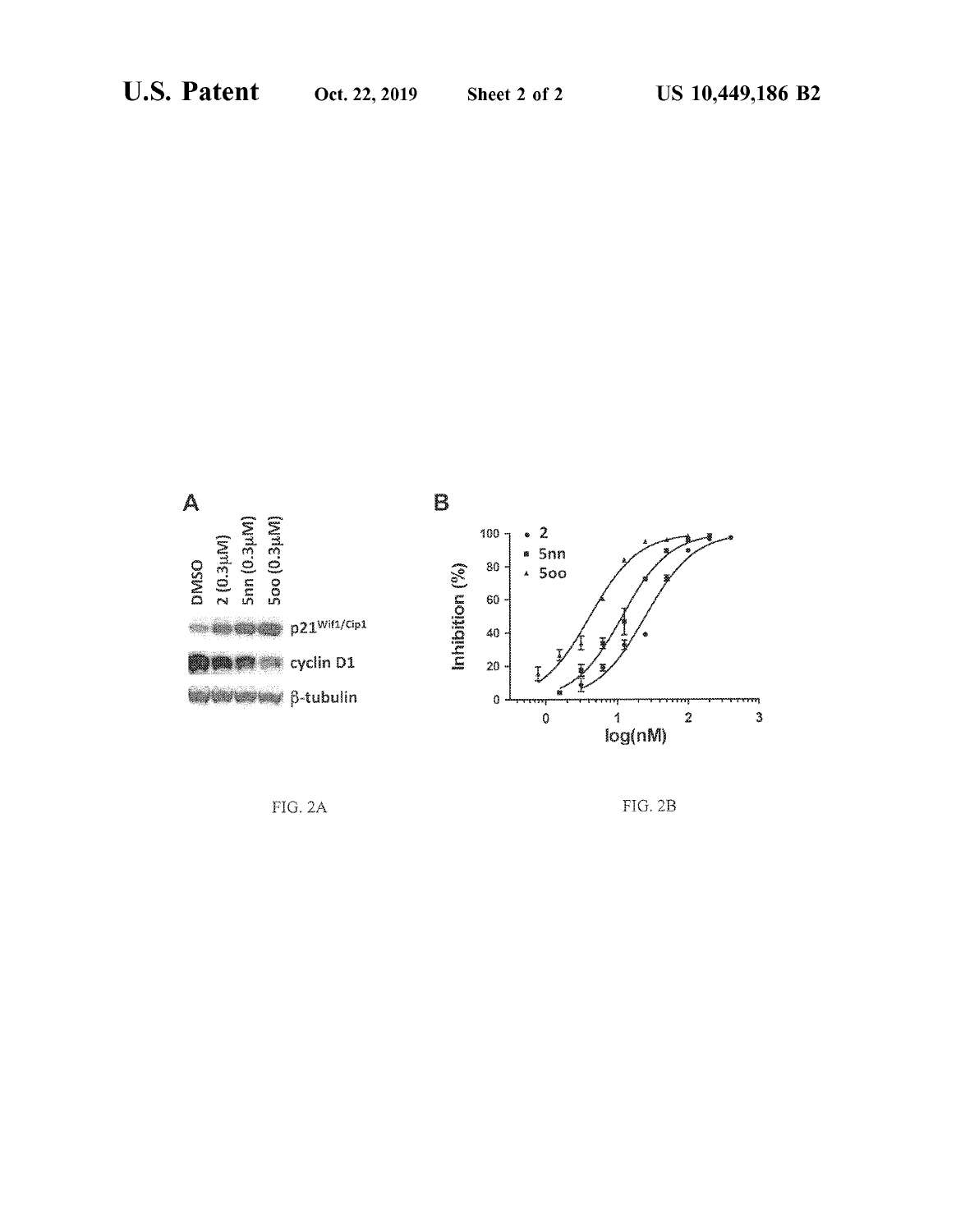A

DMSO

2 (0.3μM)

5nn (0.3μM)

5oo (0.3μM)

p21[Wif1/Cip1]

cyclin D1

β-tubulin

FIG. 2A

B

2

5nn

5oo

Inhibition (%)

100

80

60

40

20

0

0

1

2

3

log(nM)

FIG. 2B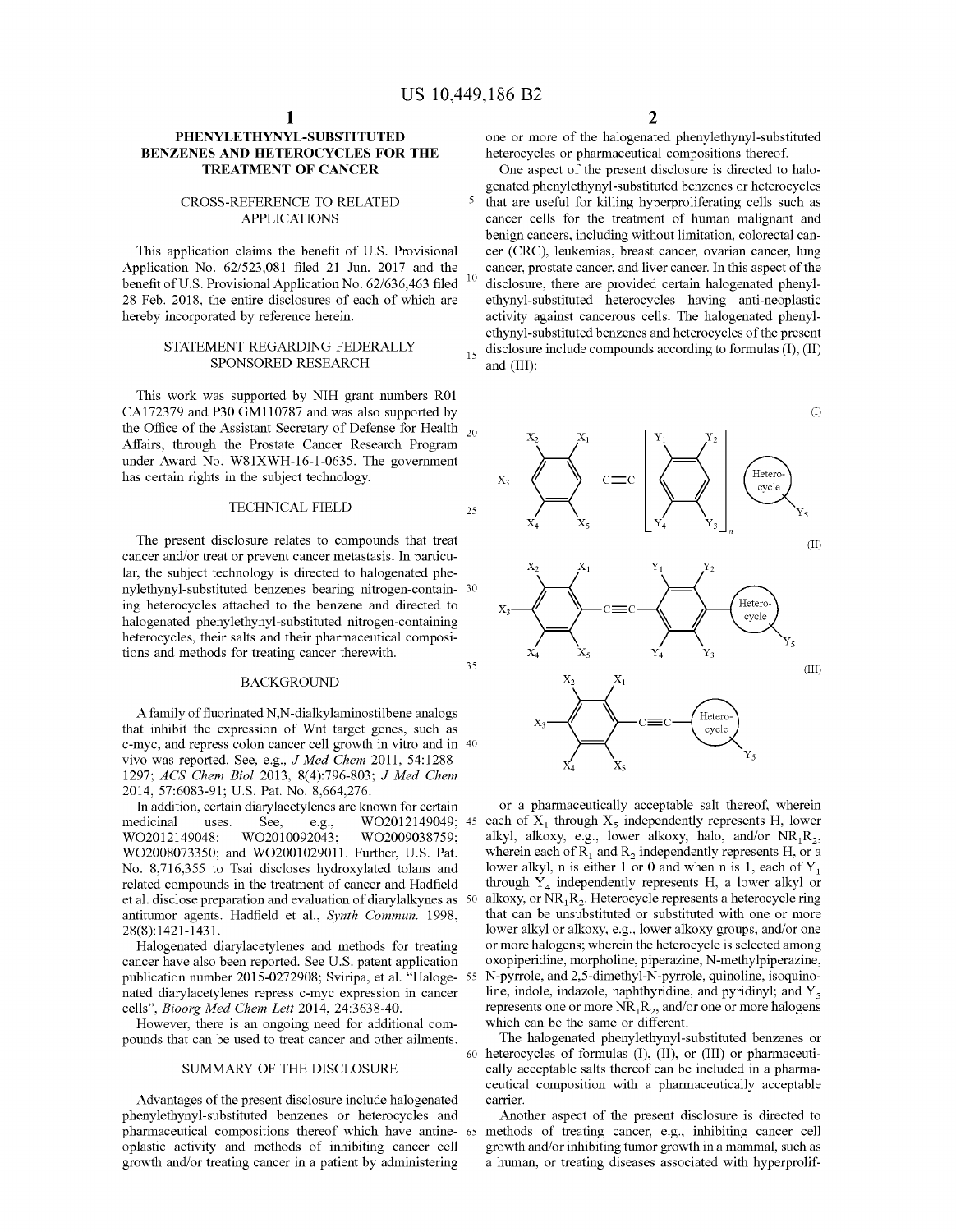# PHENYLETHYNYL-SUBSTITUTED BENZENES AND HETEROCYCLES FOR THE TREATMENT OF CANCER

## CROSS-REFERENCE TO RELATED APPLICATIONS

This application claims the benefit of U.S. Provisional Application No. 62/523,081 filed 21 Jun. 2017 and the benefit of U.S. Provisional Application No. 62/636,463 filed 28 Feb. 2018, the entire disclosures of each of which are hereby incorporated by reference herein.

## STATEMENT REGARDING FEDERALLY SPONSORED RESEARCH

This work was supported by NIH grant numbers R01 CA172379 and P30 GM110787 and was also supported by the Office of the Assistant Secretary of Defense for Health Affairs, through the Prostate Cancer Research Program under Award No. W81XWH-16-1-0635. The government has certain rights in the subject technology.

## TECHNICAL FIELD

The present disclosure relates to compounds that treat cancer and/or treat or prevent cancer metastasis. In particular, the subject technology is directed to halogenated phenylethynyl-substituted benzenes bearing nitrogen-containing heterocycles attached to the benzene and directed to halogenated phenylethynyl-substituted nitrogen-containing heterocycles, their salts and their pharmaceutical compositions and methods for treating cancer therewith.

## BACKGROUND

A family of fluorinated N,N-dialkylaminostilbene analogs that inhibit the expression of Wnt target genes, such as c-myc, and repress colon cancer cell growth in vitro and in vivo was reported. See, e.g., *J Med Chem* 2011, 54:1288-1297; *ACS Chem Biol* 2013, 8(4):796-803; *J Med Chem* 2014, 57:6083-91; U.S. Pat. No. 8,664,276.

In addition, certain diarylacetylenes are known for certain medicinal uses. See, e.g., WO2012149049; WO2012149048; WO2010092043; WO2009038759; WO2008073350; and WO2001029011. Further, U.S. Pat. No. 8,716,355 to Tsai discloses hydroxylated tolans and related compounds in the treatment of cancer and Hadfield et al. disclose preparation and evaluation of diarylalkynes as antitumor agents. Hadfield et al., *Synth Commun.* 1998, 28(8):1421-1431.

Halogenated diarylacetylenes and methods for treating cancer have also been reported. See U.S. patent application publication number 2015-0272908; Sviripa, et al. "Halogenated diarylacetylenes repress c-myc expression in cancer cells", *Bioorg Med Chem Lett* 2014, 24:3638-40.

However, there is an ongoing need for additional compounds that can be used to treat cancer and other ailments.

## SUMMARY OF THE DISCLOSURE

Advantages of the present disclosure include halogenated phenylethynyl-substituted benzenes or heterocycles and pharmaceutical compositions thereof which have antineoplastic activity and methods of inhibiting cancer cell growth and/or treating cancer in a patient by administering one or more of the halogenated phenylethynyl-substituted heterocycles or pharmaceutical compositions thereof.

One aspect of the present disclosure is directed to halogenated phenylethynyl-substituted benzenes or heterocycles that are useful for killing hyperproliferating cells such as cancer cells for the treatment of human malignant and benign cancers, including without limitation, colorectal cancer (CRC), leukemias, breast cancer, ovarian cancer, lung cancer, prostate cancer, and liver cancer. In this aspect of the disclosure, there are provided certain halogenated phenylethynyl-substituted heterocycles having anti-neoplastic activity against cancerous cells. The halogenated phenylethynyl-substituted benzenes and heterocycles of the present disclosure include compounds according to formulas (I), (II) and (III):

(I)

(II)

(III)

or a pharmaceutically acceptable salt thereof, wherein each of $X_1$ through $X_5$ independently represents H, lower alkyl, alkoxy, e.g., lower alkoxy, halo, and/or $NR_1R_2$, wherein each of $R_1$ and $R_2$ independently represents H, or a lower alkyl, n is either 1 or 0 and when n is 1, each of $Y_1$ through $Y_4$ independently represents H, a lower alkyl or alkoxy, or $NR_1R_2$. Heterocycle represents a heterocycle ring that can be unsubstituted or substituted with one or more lower alkyl or alkoxy, e.g., lower alkoxy groups, and/or one or more halogens; wherein the heterocycle is selected among oxopiperidine, morpholine, piperazine, N-methylpiperazine, N-pyrrole, and 2,5-dimethyl-N-pyrrole, quinoline, isoquinoline, indole, indazole, naphthyridine, and pyridinyl; and $Y_5$ represents one or more $NR_1R_2$, and/or one or more halogens which can be the same or different.

The halogenated phenylethynyl-substituted benzenes or heterocycles of formulas (I), (II), or (III) or pharmaceutically acceptable salts thereof can be included in a pharmaceutical composition with a pharmaceutically acceptable carrier.

Another aspect of the present disclosure is directed to methods of treating cancer, e.g., inhibiting cancer cell growth and/or inhibiting tumor growth in a mammal, such as a human, or treating diseases associated with hyperprolif-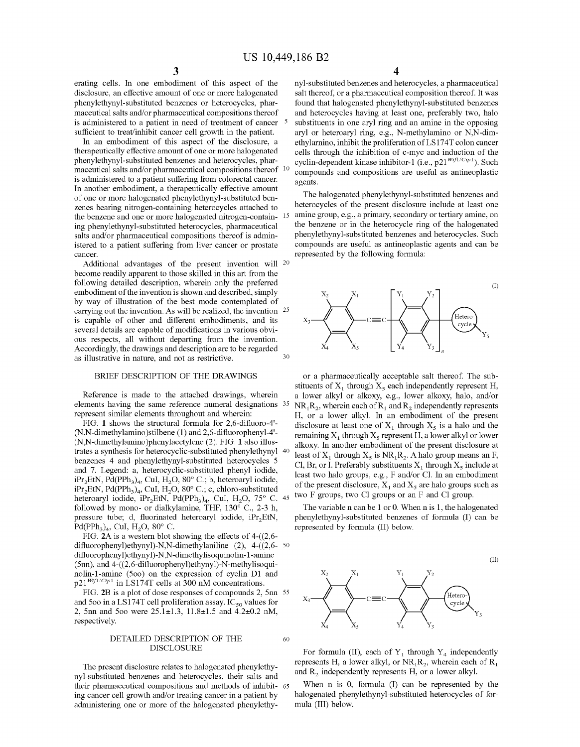erating cells. In one embodiment of this aspect of the disclosure, an effective amount of one or more halogenated phenylethynyl-substituted benzenes or heterocycles, pharmaceutical salts and/or pharmaceutical compositions thereof is administered to a patient in need of treatment of cancer sufficient to treat/inhibit cancer cell growth in the patient.

In an embodiment of this aspect of the disclosure, a therapeutically effective amount of one or more halogenated phenylethynyl-substituted benzenes and heterocycles, pharmaceutical salts and/or pharmaceutical compositions thereof is administered to a patient suffering from colorectal cancer. In another embodiment, a therapeutically effective amount of one or more halogenated phenylethynyl-substituted benzenes bearing nitrogen-containing heterocycles attached to the benzene and one or more halogenated nitrogen-containing phenylethynyl-substituted heterocycles, pharmaceutical salts and/or pharmaceutical compositions thereof is administered to a patient suffering from liver cancer or prostate cancer.

Additional advantages of the present invention will become readily apparent to those skilled in this art from the following detailed description, wherein only the preferred embodiment of the invention is shown and described, simply by way of illustration of the best mode contemplated of carrying out the invention. As will be realized, the invention is capable of other and different embodiments, and its several details are capable of modifications in various obvious respects, all without departing from the invention. Accordingly, the drawings and description are to be regarded as illustrative in nature, and not as restrictive.

## BRIEF DESCRIPTION OF THE DRAWINGS

Reference is made to the attached drawings, wherein elements having the same reference numeral designations represent similar elements throughout and wherein:

FIG. **1** shows the structural formula for 2,6-difluoro-4'-(N,N-dimethylamino)stilbene (1) and 2,6-difluorophenyl-4'-(N,N-dimethylamino)phenylacetylene (2). FIG. **1** also illustrates a synthesis for heterocyclic-substituted phenylethynyl benzenes 4 and phenylethynyl-substituted heterocycles 5 and 7. Legend: a, heterocyclic-substituted phenyl iodide, $iPr_2EtN$, $Pd(PPh_3)_4$, CuI, $H_2O$, 80° C.; b, heteroaryl iodide, $iPr_2EtN$, $Pd(PPh_3)_4$, CuI, $H_2O$, 80° C.; c, chloro-substituted heteroaryl iodide, $iPr_2EtN$, $Pd(PPh_3)_4$, CuI, $H_2O$, 75° C. followed by mono- or dialkylamine, THF, 130° C., 2-3 h, pressure tube; d, fluorinated heteroaryl iodide, $iPr_2EtN$, $Pd(PPh_3)_4$, CuI, $H_2O$, 80° C.

FIG. **2**A is a western blot showing the effects of 4-((2,6-difluorophenyl)ethynyl)-N,N-dimethylaniline (2), 4-((2,6-difluorophenyl)ethynyl)-N,N-dimethylisoquinolin-1-amine (5nn), and 4-((2,6-difluorophenyl)ethynyl)-N-methylisoquinolin-1-amine (5oo) on the expression of cyclin D1 and $p21^{Waf1/Cip1}$ in LS174T cells at 300 nM concentrations.

FIG. **2**B is a plot of dose responses of compounds 2, 5nn and 5oo in a LS174T cell proliferation assay. $IC_{50}$ values for 2, 5nn and 5oo were 25.1±1.3, 11.8±1.5 and 4.2±0.2 nM, respectively.

## DETAILED DESCRIPTION OF THE DISCLOSURE

The present disclosure relates to halogenated phenylethynyl-substituted benzenes and heterocycles, their salts and their pharmaceutical compositions and methods of inhibiting cancer cell growth and/or treating cancer in a patient by administering one or more of the halogenated phenylethynyl-substituted benzenes and heterocycles, a pharmaceutical salt thereof, or a pharmaceutical composition thereof. It was found that halogenated phenylethynyl-substituted benzenes and heterocycles having at least one, preferably two, halo substituents in one aryl ring and an amine in the opposing aryl or heteroaryl ring, e.g., N-methylamino or N,N-dimethylamino, inhibit the proliferation of LS174T colon cancer cells through the inhibition of c-myc and induction of the cyclin-dependent kinase inhibitor-1 (i.e., $p21^{Waf1/Cip1}$). Such compounds and compositions are useful as antineoplastic agents.

The halogenated phenylethynyl-substituted benzenes and heterocycles of the present disclosure include at least one amine group, e.g., a primary, secondary or tertiary amine, on the benzene or in the heterocycle ring of the halogenated phenylethynyl-substituted benzenes and heterocycles. Such compounds are useful as antineoplastic agents and can be represented by the following formula:

(I)

or a pharmaceutically acceptable salt thereof. The substituents of $X_1$ through $X_5$ each independently represent H, a lower alkyl or alkoxy, e.g., lower alkoxy, halo, and/or $NR_1R_2$, wherein each of $R_1$ and $R_2$ independently represents H, or a lower alkyl. In an embodiment of the present disclosure at least one of $X_1$ through $X_5$ is a halo and the remaining $X_1$ through $X_5$ represent H, a lower alkyl or lower alkoxy. In another embodiment of the present disclosure at least of $X_1$ through $X_5$ is $NR_1R_2$. A halo group means an F, Cl, Br, or I. Preferably substituents $X_1$ through $X_5$ include at least two halo groups, e.g., F and/or Cl. In an embodiment of the present disclosure, $X_1$ and $X_5$ are halo groups such as two F groups, two Cl groups or an F and Cl group.

The variable n can be 1 or 0. When n is 1, the halogenated phenylethynyl-substituted benzenes of formula (I) can be represented by formula (II) below.

(II)

For formula (II), each of $Y_1$ through $Y_4$ independently represents H, a lower alkyl, or $NR_1R_2$, wherein each of $R_1$ and $R_2$ independently represents H, or a lower alkyl.

When n is 0, formula (I) can be represented by the halogenated phenylethynyl-substituted heterocycles of formula (III) below.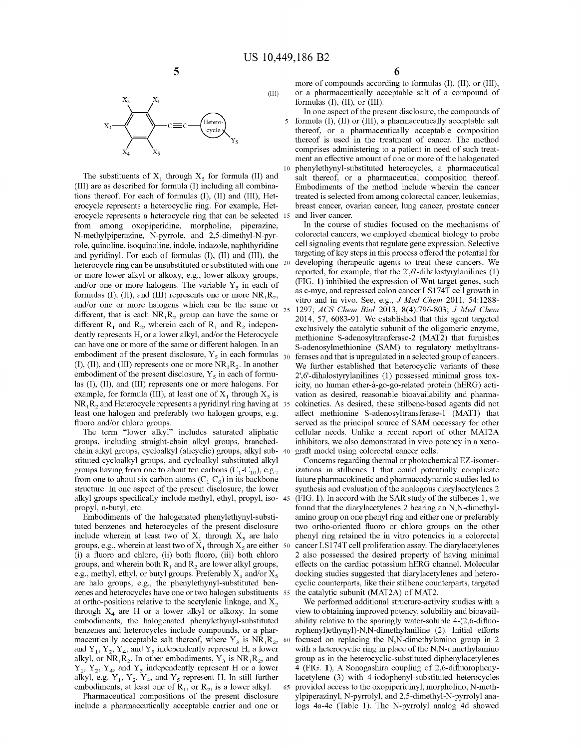(III)

$$X_3-\underset{X_4\quad X_5}{\overset{X_2\quad X_1}{\text{C}_6}}-C\equiv C-\text{Heterocycle}-Y_5$$

The substituents of $X_1$ through $X_5$ for formula (II) and (III) are as described for formula (I) including all combinations thereof. For each of formulas (I), (II) and (III), Heterocycle represents a heterocyclic ring. For example, Heterocycle represents a heterocycle ring that can be selected from among oxopiperidine, morpholine, piperazine, N-methylpiperazine, N-pyrrole, and 2,5-dimethyl-N-pyrrole, quinoline, isoquinoline, indole, indazole, naphthyridine and pyridinyl. For each of formulas (I), (II) and (III), the heterocycle ring can be unsubstituted or substituted with one or more lower alkyl or alkoxy, e.g., lower alkoxy groups, and/or one or more halogens. The variable $Y_5$ in each of formulas (I), (II), and (III) represents one or more $NR_1R_2$, and/or one or more halogens which can be the same or different, that is each $NR_1R_2$ group can have the same or different $R_1$ and $R_2$, wherein each of $R_1$ and $R_2$ independently represents H, or a lower alkyl, and/or the Heterocycle can have one or more of the same or different halogen. In an embodiment of the present disclosure, $Y_5$ in each formulas (I), (II), and (III) represents one or more $NR_1R_2$. In another embodiment of the present disclosure, $Y_5$ in each of formulas (I), (II), and (III) represents one or more halogens. For example, for formula (III), at least one of $X_1$ through $X_5$ is $NR_1R_2$ and Heterocycle represents a pyridinyl ring having at least one halogen and preferably two halogen groups, e.g. fluoro and/or chloro groups.

The term "lower alkyl" includes saturated aliphatic groups, including straight-chain alkyl groups, branched-chain alkyl groups, cycloalkyl (alicyclic) groups, alkyl substituted cycloalkyl groups, and cycloalkyl substituted alkyl groups having from one to about ten carbons ($C_1$-$C_{10}$), e.g., from one to about six carbon atoms ($C_1$-$C_6$) in its backbone structure. In one aspect of the present disclosure, the lower alkyl groups specifically include methyl, ethyl, propyl, isopropyl, n-butyl, etc.

Embodiments of the halogenated phenylethynyl-substituted benzenes and heterocycles of the present disclosure include wherein at least two of $X_1$ through $X_5$ are halo groups, e.g., wherein at least two of $X_1$ through $X_5$ are either (i) a fluoro and chloro, (ii) both fluoro, (iii) both chloro groups, and wherein both $R_1$ and $R_2$ are lower alkyl groups, e.g., methyl, ethyl, or butyl groups. Preferably $X_1$ and/or $X_5$ are halo groups, e.g., the phenylethynyl-substituted benzenes and heterocycles have one or two halogen substituents at ortho-positions relative to the acetylenic linkage, and $X_2$ through $X_4$ are H or a lower alkyl or alkoxy. In some embodiments, the halogenated phenylethynyl-substituted benzenes and heterocycles include compounds, or a pharmaceutically acceptable salt thereof, where $Y_3$ is $NR_1R_2$, and $Y_1$, $Y_2$, $Y_4$, and $Y_5$ independently represent H, a lower alkyl, or $NR_1R_2$. In other embodiments, $Y_3$ is $NR_1R_2$, and $Y_1$, $Y_2$, $Y_4$, and $Y_5$ independently represent H or a lower alkyl, e.g. $Y_1$, $Y_2$, $Y_4$, and $Y_5$ represent H. In still further embodiments, at least one of $R_1$, or $R_2$, is a lower alkyl.

Pharmaceutical compositions of the present disclosure include a pharmaceutically acceptable carrier and one or more of compounds according to formulas (I), (II), or (III), or a pharmaceutically acceptable salt of a compound of formulas (I), (II), or (III).

In one aspect of the present disclosure, the compounds of formula (I), (II) or (III), a pharmaceutically acceptable salt thereof, or a pharmaceutically acceptable composition thereof is used in the treatment of cancer. The method comprises administering to a patient in need of such treatment an effective amount of one or more of the halogenated phenylethynyl-substituted heterocycles, a pharmaceutical salt thereof, or a pharmaceutical composition thereof. Embodiments of the method include wherein the cancer treated is selected from among colorectal cancer, leukemias, breast cancer, ovarian cancer, lung cancer, prostate cancer and liver cancer.

In the course of studies focused on the mechanisms of colorectal cancers, we employed chemical biology to probe cell signaling events that regulate gene expression. Selective targeting of key steps in this process offered the potential for developing therapeutic agents to treat these cancers. We reported, for example, that the 2',6'-dihalostyrylanilines (1) (FIG. 1) inhibited the expression of Wnt target genes, such as c-myc, and repressed colon cancer LS174T cell growth in vitro and in vivo. See, e.g., *J Med Chem* 2011, 54:1288-1297; *ACS Chem Biol* 2013, 8(4):796-803; *J Med Chem* 2014, 57, 6083-91. We established that this agent targeted exclusively the catalytic subunit of the oligomeric enzyme, methionine S-adenosyltranferase-2 (MAT2) that furnishes S-adenosylmethionine (SAM) to regulatory methyltransferases and that is upregulated in a selected group of cancers. We further established that heterocyclic variants of these 2',6'-dihalostyrylanilines (1) possessed minimal gross toxicity, no human ether-à-go-go-related protein (hERG) activation as desired, reasonable bioavailability and pharmacokinetics. As desired, these stilbene-based agents did not affect methionine S-adenosyltransferase-1 (MAT1) that served as the principal source of SAM necessary for other cellular needs. Unlike a recent report of other MAT2A inhibitors, we also demonstrated in vivo potency in a xenograft model using colorectal cancer cells.

Concerns regarding thermal or photochemical EZ-isomerizations in stilbenes 1 that could potentially complicate future pharmacokinetic and pharmacodynamic studies led to synthesis and evaluation of the analogous diarylacetylenes 2 (FIG. 1). In accord with the SAR study of the stilbenes 1, we found that the diarylacetylenes 2 bearing an N,N-dimethylamino group on one phenyl ring and either one or preferably two ortho-oriented fluoro or chloro groups on the other phenyl ring retained the in vitro potencies in a colorectal cancer LS174T cell proliferation assay. The diarylacetylenes 2 also possessed the desired property of having minimal effects on the cardiac potassium hERG channel. Molecular docking studies suggested that diarylacetylenes and heterocyclic counterparts, like their stilbene counterparts, targeted the catalytic subunit (MAT2A) of MAT2.

We performed additional structure-activity studies with a view to obtaining improved potency, solubility and bioavailability relative to the sparingly water-soluble 4-(2,6-difluorophenyl)ethynyl)-N,N-dimethylaniline (2). Initial efforts focused on replacing the N,N-dimethylamino group in 2 with a heterocyclic ring in place of the N,N-dimethylamino group as in the heterocyclic-substituted diphenylacetylenes 4 (FIG. 1), A Sonogashira coupling of 2,6-difluorophenylacetylene (3) with 4-iodophenyl-substituted heterocycles provided access to the oxopiperidinyl, morpholino, N-methylpiperazinyl, N-pyrrolyl, and 2,5-dimethyl-N-pyrrolyl analogs 4a-4e (Table 1). The N-pyrrolyl analog 4d showed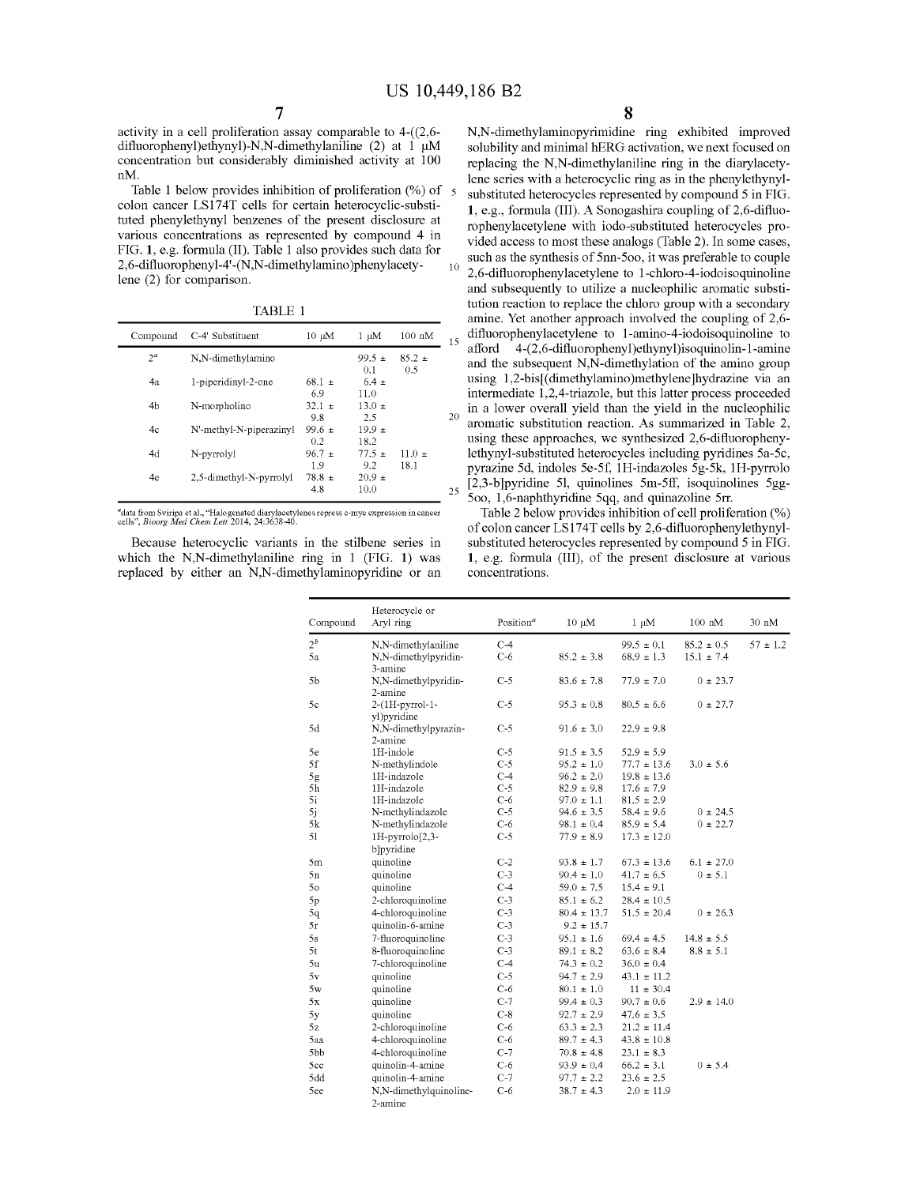activity in a cell proliferation assay comparable to 4-((2,6-difluorophenyl)ethynyl)-N,N-dimethylaniline (2) at 1 μM concentration but considerably diminished activity at 100 nM.

Table 1 below provides inhibition of proliferation (%) of colon cancer LS174T cells for certain heterocyclic-substituted phenylethynyl benzenes of the present disclosure at various concentrations as represented by compound 4 in FIG. 1, e.g. formula (II). Table 1 also provides such data for 2,6-difluorophenyl-4'-(N,N-dimethylamino)phenylacetylene (2) for comparison.

TABLE 1

| Compound | C-4' Substituent | 10 μM | 1 μM | 100 nM |
|---|---|---|---|---|
| 2[a] | N,N-dimethylamino | | 99.5 ± 0.1 | 85.2 ± 0.5 |
| 4a | 1-piperidinyl-2-one | 68.1 ± 6.9 | 6.4 ± 11.0 | |
| 4b | N-morpholino | 32.1 ± 9.8 | 13.0 ± 2.5 | |
| 4c | N'-methyl-N-piperazinyl | 99.6 ± 0.2 | 19.9 ± 18.2 | |
| 4d | N-pyrrolyl | 96.7 ± 1.9 | 77.5 ± 9.2 | 11.0 ± 18.1 |
| 4e | 2,5-dimethyl-N-pyrrolyl | 78.8 ± 4.8 | 20.9 ± 10.0 | |

[a]data from Sviripa et al., "Halogenated diarylacetylenes repress c-myc expression in cancer cells", *Bioorg Med Chem Lett* 2014, 24:3638-40.

Because heterocyclic variants in the stilbene series in which the N,N-dimethylaniline ring in 1 (FIG. 1) was replaced by either an N,N-dimethylaminopyridine or an N,N-dimethylaminopyrimidine ring exhibited improved solubility and minimal hERG activation, we next focused on replacing the N,N-dimethylaniline ring in the diarylacetylene series with a heterocyclic ring as in the phenylethynyl-substituted heterocycles represented by compound 5 in FIG. 1, e.g., formula (III). A Sonogashira coupling of 2,6-difluorophenylacetylene with iodo-substituted heterocycles provided access to most these analogs (Table 2). In some cases, such as the synthesis of 5nn-5oo, it was preferable to couple 2,6-difluorophenylacetylene to 1-chloro-4-iodoisoquinoline and subsequently to utilize a nucleophilic aromatic substitution reaction to replace the chloro group with a secondary amine. Yet another approach involved the coupling of 2,6-difluorophenylacetylene to 1-amino-4-iodoisoquinoline to afford 4-(2,6-difluorophenyl)ethynyl)isoquinolin-1-amine and the subsequent N,N-dimethylation of the amino group using 1,2-bis[(dimethylamino)methylene]hydrazine via an intermediate 1,2,4-triazole, but this latter process proceeded in a lower overall yield than the yield in the nucleophilic aromatic substitution reaction. As summarized in Table 2, using these approaches, we synthesized 2,6-difluorophenylethynyl-substituted heterocycles including pyridines 5a-5c, pyrazine 5d, indoles 5e-5f, 1H-indazoles 5g-5k, 1H-pyrrolo [2,3-b]pyridine 5l, quinolines 5m-5ff, isoquinolines 5gg-5oo, 1,6-naphthyridine 5qq, and quinazoline 5rr.

Table 2 below provides inhibition of cell proliferation (%) of colon cancer LS174T cells by 2,6-difluorophenylethynyl-substituted heterocycles represented by compound 5 in FIG. 1, e.g. formula (III), of the present disclosure at various concentrations.

| Compound | Heterocycle or Aryl ring | Position[a] | 10 μM | 1 μM | 100 nM | 30 nM |
|---|---|---|---|---|---|---|
| 2[b] | N,N-dimethylaniline | C-4 | | 99.5 ± 0.1 | 85.2 ± 0.5 | 57 ± 1.2 |
| 5a | N,N-dimethylpyridin-3-amine | C-6 | 85.2 ± 3.8 | 68.9 ± 1.3 | 15.1 ± 7.4 | |
| 5b | N,N-dimethylpyridin-2-amine | C-5 | 83.6 ± 7.8 | 77.9 ± 7.0 | 0 ± 23.7 | |
| 5c | 2-(1H-pyrrol-1-yl)pyridine | C-5 | 95.3 ± 0.8 | 80.5 ± 6.6 | 0 ± 27.7 | |
| 5d | N,N-dimethylpyrazin-2-amine | C-5 | 91.6 ± 3.0 | 22.9 ± 9.8 | | |
| 5e | 1H-indole | C-5 | 91.5 ± 3.5 | 52.9 ± 5.9 | | |
| 5f | N-methylindole | C-5 | 95.2 ± 1.0 | 77.7 ± 13.6 | 3.0 ± 5.6 | |
| 5g | 1H-indazole | C-4 | 96.2 ± 2.0 | 19.8 ± 13.6 | | |
| 5h | 1H-indazole | C-5 | 82.9 ± 9.8 | 17.6 ± 7.9 | | |
| 5i | 1H-indazole | C-6 | 97.0 ± 1.1 | 81.5 ± 2.9 | | |
| 5j | N-methylindazole | C-5 | 94.6 ± 3.5 | 58.4 ± 9.6 | 0 ± 24.5 | |
| 5k | N-methylindazole | C-6 | 98.1 ± 0.4 | 85.9 ± 5.4 | 0 ± 22.7 | |
| 5l | 1H-pyrrolo[2,3-b]pyridine | C-5 | 77.9 ± 8.9 | 17.3 ± 12.0 | | |
| 5m | quinoline | C-2 | 93.8 ± 1.7 | 67.3 ± 13.6 | 6.1 ± 27.0 | |
| 5n | quinoline | C-3 | 90.4 ± 1.0 | 41.7 ± 6.5 | 0 ± 5.1 | |
| 5o | quinoline | C-4 | 59.0 ± 7.5 | 15.4 ± 9.1 | | |
| 5p | 2-chloroquinoline | C-3 | 85.1 ± 6.2 | 28.4 ± 10.5 | | |
| 5q | 4-chloroquinoline | C-3 | 80.4 ± 13.7 | 51.5 ± 20.4 | 0 ± 26.3 | |
| 5r | quinolin-6-amine | C-3 | 9.2 ± 15.7 | | | |
| 5s | 7-fluoroquinoline | C-3 | 95.1 ± 1.6 | 69.4 ± 4.5 | 14.8 ± 5.5 | |
| 5t | 8-fluoroquinoline | C-3 | 89.1 ± 8.2 | 63.6 ± 8.4 | 8.8 ± 5.1 | |
| 5u | 7-chloroquinoline | C-4 | 74.3 ± 0.2 | 36.0 ± 0.4 | | |
| 5v | quinoline | C-5 | 94.7 ± 2.9 | 43.1 ± 11.2 | | |
| 5w | quinoline | C-6 | 80.1 ± 1.0 | 11 ± 30.4 | | |
| 5x | quinoline | C-7 | 99.4 ± 0.3 | 90.7 ± 0.6 | 2.9 ± 14.0 | |
| 5y | quinoline | C-8 | 92.7 ± 2.9 | 47.6 ± 3.5 | | |
| 5z | 2-chloroquinoline | C-6 | 63.3 ± 2.3 | 21.2 ± 11.4 | | |
| 5aa | 4-chloroquinoline | C-6 | 89.7 ± 4.3 | 43.8 ± 10.8 | | |
| 5bb | 4-chloroquinoline | C-7 | 70.8 ± 4.8 | 23.1 ± 8.3 | | |
| 5cc | quinolin-4-amine | C-6 | 93.9 ± 0.4 | 66.2 ± 3.1 | 0 ± 5.4 | |
| 5dd | quinolin-4-amine | C-7 | 97.7 ± 2.2 | 23.6 ± 2.5 | | |
| 5ee | N,N-dimethylquinoline-2-amine | C-6 | 38.7 ± 4.3 | 2.0 ± 11.9 | | |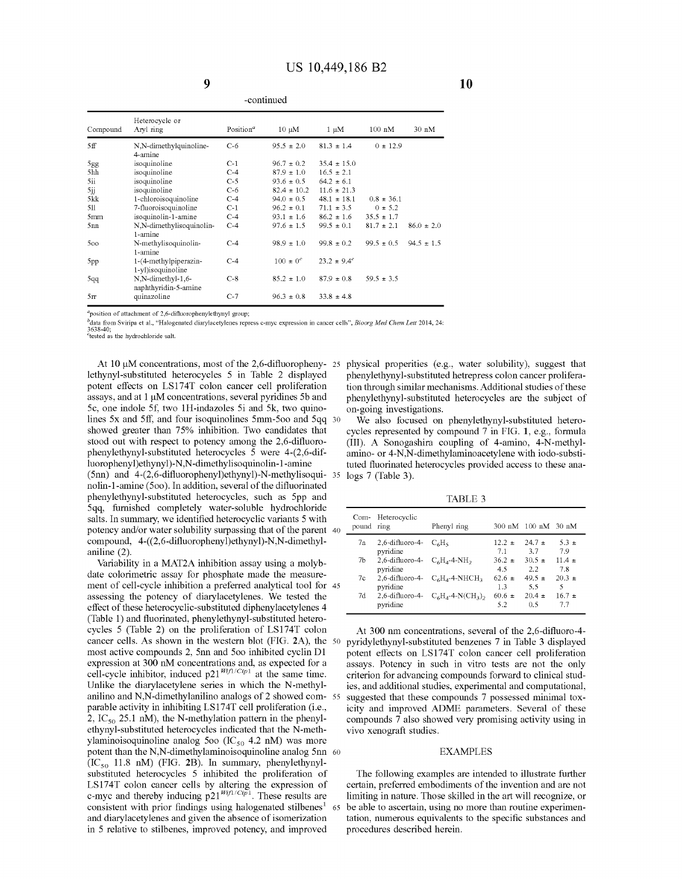-continued

| Compound | Heterocycle or Aryl ring | Position[a] | 10 μM | 1 μM | 100 nM | 30 nM |
|---|---|---|---|---|---|---|
| 5ff | N,N-dimethylquinoline-4-amine | C-6 | 95.5 ± 2.0 | 81.3 ± 1.4 | 0 ± 12.9 | |
| 5gg | isoquinoline | C-1 | 96.7 ± 0.2 | 35.4 ± 15.0 | | |
| 5hh | isoquinoline | C-4 | 87.9 ± 1.0 | 16.5 ± 2.1 | | |
| 5ii | isoquinoline | C-5 | 93.6 ± 0.5 | 64.2 ± 6.1 | | |
| 5jj | isoquinoline | C-6 | 82.4 ± 10.2 | 11.6 ± 21.3 | | |
| 5kk | 1-chloroisoquinoline | C-4 | 94.0 ± 0.5 | 48.1 ± 18.1 | 0.8 ± 36.1 | |
| 5ll | 7-fluoroisoquinoline | C-1 | 96.2 ± 0.1 | 71.1 ± 3.5 | 0 ± 5.2 | |
| 5mm | isoquinolin-1-amine | C-4 | 93.1 ± 1.6 | 86.2 ± 1.6 | 35.5 ± 1.7 | |
| 5nn | N,N-dimethylisoquinolin-1-amine | C-4 | 97.6 ± 1.5 | 99.5 ± 0.1 | 81.7 ± 2.1 | 86.0 ± 2.0 |
| 5oo | N-methylisoquinolin-1-amine | C-4 | 98.9 ± 1.0 | 99.8 ± 0.2 | 99.5 ± 0.5 | 94.5 ± 1.5 |
| 5pp | 1-(4-methylpiperazin-1-yl)isoquinoline | C-4 | 100 ± 0[c] | 23.2 ± 9.4[c] | | |
| 5qq | N,N-dimethyl-1,6-naphthyridin-5-amine | C-8 | 85.2 ± 1.0 | 87.9 ± 0.8 | 59.5 ± 3.5 | |
| 5rr | quinazoline | C-7 | 96.3 ± 0.8 | 33.8 ± 4.8 | | |

[a]position of attachment of 2,6-difluorophenylethynyl group;

[b]data from Sviripa et al., "Halogenated diarylacetylenes repress c-myc expression in cancer cells", *Bioorg Med Chem Lett* 2014, 24: 3638-40;

[c]tested as the hydrochloride salt.

At 10 μM concentrations, most of the 2,6-difluorophenylethynyl-substituted heterocycles 5 in Table 2 displayed potent effects on LS174T colon cancer cell proliferation assays, and at 1 μM concentrations, several pyridines 5b and 5c, one indole 5f, two 1H-indazoles 5i and 5k, two quinolines 5x and 5ff, and four isoquinolines 5mm-5oo and 5qq showed greater than 75% inhibition. Two candidates that stood out with respect to potency among the 2,6-difluorophenylethynyl-substituted heterocycles 5 were 4-(2,6-difluorophenyl)ethynyl)-N,N-dimethylisoquinolin-1-amine (5nn) and 4-(2,6-difluorophenyl)ethynyl)-N-methylisoquinolin-1-amine (5oo). In addition, several of the difluorinated phenylethynyl-substituted heterocycles, such as 5pp and 5qq, furnished completely water-soluble hydrochloride salts. In summary, we identified heterocyclic variants 5 with potency and/or water solubility surpassing that of the parent compound, 4-((2,6-difluorophenyl)ethynyl)-N,N-dimethylaniline (2).

Variability in a MAT2A inhibition assay using a molybdate colorimetric assay for phosphate made the measurement of cell-cycle inhibition a preferred analytical tool for assessing the potency of diarylacetylenes. We tested the effect of these heterocyclic-substituted diphenylacetylenes 4 (Table 1) and fluorinated, phenylethynyl-substituted heterocycles 5 (Table 2) on the proliferation of LS174T colon cancer cells. As shown in the western blot (FIG. 2A), the most active compounds 2, 5nn and 5oo inhibited cyclin D1 expression at 300 nM concentrations and, as expected for a cell-cycle inhibitor, induced $p21^{Waf1/Cip1}$ at the same time. Unlike the diarylacetylene series in which the N-methylanilino and N,N-dimethylanilino analogs of 2 showed comparable activity in inhibiting LS174T cell proliferation (i.e., 2, $IC_{50}$ 25.1 nM), the N-methylation pattern in the phenylethynyl-substituted heterocycles indicated that the N-methylaminoisoquinoline analog 5oo ($IC_{50}$ 4.2 nM) was more potent than the N,N-dimethylaminoisoquinoline analog 5nn ($IC_{50}$ 11.8 nM) (FIG. 2B). In summary, phenylethynyl-substituted heterocycles 5 inhibited the proliferation of LS174T colon cancer cells by altering the expression of c-myc and thereby inducing $p21^{Waf1/Cip1}$. These results are consistent with prior findings using halogenated stilbenes[1] and diarylacetylenes and given the absence of isomerization in 5 relative to stilbenes, improved potency, and improved physical properities (e.g., water solubility), suggest that phenylethynyl-substituted hetrepress colon cancer proliferation through similar mechanisms. Additional studies of these phenylethynyl-substituted heterocycles are the subject of on-going investigations.

We also focused on phenylethynyl-substituted heterocycles represented by compound 7 in FIG. 1, e.g., formula (III). A Sonogashira coupling of 4-amino, 4-N-methylamino- or 4-N,N-dimethylaminoacetylene with iodo-substituted fluorinated heterocycles provided access to these analogs 7 (Table 3).

TABLE 3

| Compound | Heterocyclic ring | Phenyl ring | 300 nM | 100 nM | 30 nM |
|---|---|---|---|---|---|
| 7a | 2,6-difluoro-4-pyridine | $C_6H_5$ | 12.2 ± 7.1 | 24.7 ± 3.7 | 5.3 ± 7.9 |
| 7b | 2,6-difluoro-4-pyridine | $C_6H_4$-4-$NH_2$ | 36.2 ± 4.5 | 30.5 ± 2.2 | 11.4 ± 7.8 |
| 7c | 2,6-difluoro-4-pyridine | $C_6H_4$-4-$NHCH_3$ | 62.6 ± 1.3 | 49.5 ± 5.5 | 20.3 ± 5 |
| 7d | 2,6-difluoro-4-pyridine | $C_6H_4$-4-$N(CH_3)_2$ | 60.6 ± 5.2 | 20.4 ± 0.5 | 16.7 ± 7.7 |

At 300 nm concentrations, several of the 2,6-difluoro-4-pyridylethynyl-substituted benzenes 7 in Table 3 displayed potent effects on LS174T colon cancer cell proliferation assays. Potency in such in vitro tests are not the only criterion for advancing compounds forward to clinical studies, and additional studies, experimental and computational, suggested that these compounds 7 possessed minimal toxicity and improved ADME parameters. Several of these compounds 7 also showed very promising activity using in vivo xenograft studies.

## EXAMPLES

The following examples are intended to illustrate further certain, preferred embodiments of the invention and are not limiting in nature. Those skilled in the art will recognize, or be able to ascertain, using no more than routine experimentation, numerous equivalents to the specific substances and procedures described herein.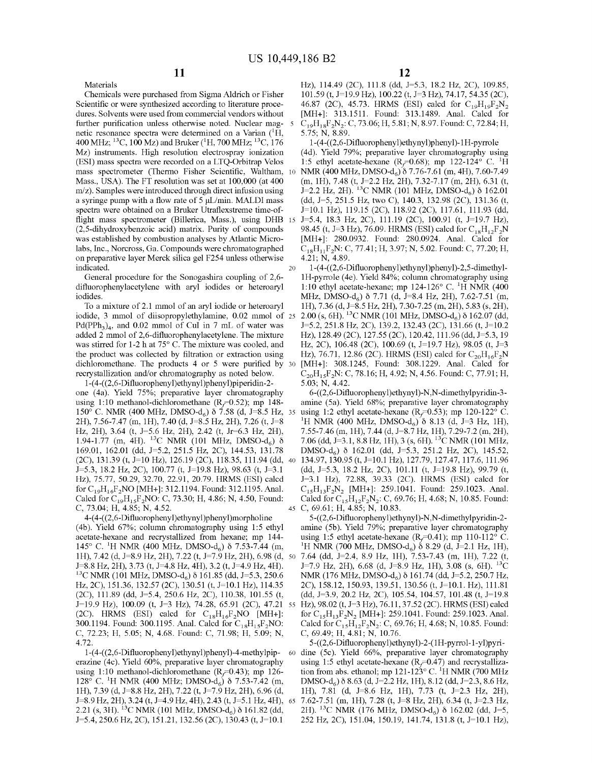Materials

Chemicals were purchased from Sigma Aldrich or Fisher Scientific or were synthesized according to literature procedures. Solvents were used from commercial vendors without further purification unless otherwise noted. Nuclear magnetic resonance spectra were determined on a Varian ($^1$H, 400 MHz; $^{13}$C, 100 Mz) and Bruker ($^1$H, 700 MHz; $^{13}$C, 176 Mz) instruments. High resolution electrospray ionization (ESI) mass spectra were recorded on a LTQ-Orbitrap Velos mass spectrometer (Thermo Fisher Scientific, Waltham, Mass., USA). The FT resolution was set at 100,000 (at 400 m/z). Samples were introduced through direct infusion using a syringe pump with a flow rate of 5 μL/min. MALDI mass spectra were obtained on a Bruker Utraflexstreme time-of-flight mass spectrometer (Billerica, Mass.), using DHB (2,5-dihydroxybenzoic acid) matrix. Purity of compounds was established by combustion analyses by Atlantic Microlabs, Inc., Norcross, Ga. Compounds were chromatographed on preparative layer Merck silica gel F254 unless otherwise indicated.

General procedure for the Sonogashira coupling of 2,6-difluorophenylacetylene with aryl iodides or heteroaryl iodides.

To a mixture of 2.1 mmol of an aryl iodide or heteroaryl iodide, 3 mmol of diisopropylethylamine, 0.02 mmol of $Pd(PPh_3)_4$, and 0.02 mmol of CuI in 7 mL of water was added 2 mmol of 2,6-difluorophenylacetylene. The mixture was stirred for 1-2 h at 75° C. The mixture was cooled, and the product was collected by filtration or extraction using dichloromethane. The products 4 or 5 were purified by recrystallization and/or chromatography as noted below.

1-(4-((2,6-Difluorophenyl)ethynyl)phenyl)piperidin-2-one (4a). Yield 75%; preparative layer chromatography using 1:10 methanol-dichloromethane ($R_f$=0.52); mp 148-150° C. NMR (400 MHz, DMSO-$d_6$) δ 7.58 (d, J=8.5 Hz, 2H), 7.56-7.47 (m, 1H), 7.40 (d, J=8.5 Hz, 2H), 7.26 (t, J=8 Hz, 2H), 3.64 (t, J=5.6 Hz, 2H), 2.42 (t, Jr=6.3 Hz, 2H), 1.94-1.77 (m, 4H). $^{13}$C NMR (101 MHz, DMSO-$d_6$) δ 169.01, 162.01 (dd, J=5.2, 251.5 Hz, 2C), 144.53, 131.78 (2C), 131.39 (t, J=10 Hz), 126.19 (2C), 118.35, 111.94 (dd, J=5.3, 18.2 Hz, 2C), 100.77 (t, J=19.8 Hz), 98.63 (t, J=3.1 Hz), 75.77, 50.29, 32.70, 22.91, 20.79. HRMS (ESI) calcd for $C_{19}H_{16}F_2NO$ [MH+]: 312.1194. Found: 312.1195. Anal. Calcd for $C_{19}H_{15}F_2NO$: C, 73.30; H, 4.86; N, 4.50, Found: C, 73.04; H, 4.85; N, 4.52.

4-(4-((2,6-Difluorophenyl)ethynyl)phenyl)morpholine (4b). Yield 67%; column chromatography using 1:5 ethyl acetate-hexane and recrystallized from hexane; mp 144-145° C. $^1$H NMR (400 MHz, DMSO-$d_6$) δ 7.53-7.44 (m, 1H), 7.42 (d, J=8.9 Hz, 2H), 7.22 (t, J=7.9 Hz, 2H), 6.98 (d, J=8.8 Hz, 2H), 3.73 (t, J=4.8 Hz, 4H), 3.2 (t, J=4.9 Hz, 4H). $^{13}$C NMR (101 MHz, DMSO-$d_6$) δ 161.85 (dd, J=5.3, 250.6 Hz, 2C), 151.36, 132.57 (2C), 130.51 (t, J=10.1 Hz), 114.35 (2C), 111.89 (dd, J=5.4, 250.6 Hz, 2C), 110.38, 101.55 (t, J=19.9 Hz), 100.09 (t, J=3 Hz), 74.28, 65.91 (2C), 47.21 (2C). HRMS (ESI) calcd for $C_{18}H_{16}F_2NO$ [MH+]: 300.1194. Found: 300.1195. Anal. Calcd for $C_{18}H_{15}F_2NO$: C, 72.23; H, 5.05; N, 4.68. Found: C, 71.98; H, 5.09; N, 4.72.

1-(4-((2,6-Difluorophenyl)ethynyl)phenyl)-4-methylpiperazine (4c). Yield 60%, preparative layer chromatography using 1:10 methanol-dichloromethane ($R_f$=0.43); mp 126-128° C. $^1$H NMR (400 MHz; DMSO-$d_6$) δ 7.53-7.42 (m, 1H), 7.39 (d, J=8.8 Hz, 2H), 7.22 (t, J=7.9 Hz, 2H), 6.96 (d, J=8.9 Hz, 2H), 3.24 (t, J=4.9 Hz, 4H), 2.43 (t, J=5.1 Hz, 4H), 2.21 (s, 3H). $^{13}$C NMR (101 MHz, DMSO-$d_6$) δ 161.82 (dd, J=5.4, 250.6 Hz, 2C), 151.21, 132.56 (2C), 130.43 (t, J=10.1 Hz), 114.49 (2C), 111.8 (dd, J=5.3, 18.2 Hz, 2C), 109.85, 101.59 (t, J=19.9 Hz), 100.22 (t, J=3 Hz), 74.17, 54.35 (2C), 46.87 (2C), 45.73. HRMS (ESI) calcd for $C_{19}H_{19}F_2N_2$ [MH+]: 313.1511. Found: 313.1489. Anal. Calcd for $C_{19}H_{18}F_2N_2$: C, 73.06; H, 5.81; N, 8.97. Found: C, 72.84; H, 5.75; N, 8.89.

1-(4-((2,6-Difluorophenyl)ethynyl)phenyl)-1H-pyrrole (4d). Yield 79%; preparative layer chromatography using 1:5 ethyl acetate-hexane ($R_f$=0.68); mp 122-124° C. $^1$H NMR (400 MHz, DMSO-$d_6$) δ 7.76-7.61 (m, 4H), 7.60-7.49 (m, 1H), 7.48 (t, J=2.2 Hz, 2H), 7.32-7.17 (m, 2H), 6.31 (t, J=2.2 Hz, 2H). $^{13}$C NMR (101 MHz, DMSO-$d_6$) δ 162.01 (dd, J=5, 251.5 Hz, two C), 140.3, 132.98 (2C), 131.36 (t, J=10.1 Hz), 119.15 (2C), 118.92 (2C), 117.61, 111.93 (dd, J=5.4, 18.3 Hz, 2C), 111.19 (2C), 100.91 (t, J=19.7 Hz), 98.45 (t, J=3 Hz), 76.09. HRMS (ESI) calcd for $C_{18}H_{12}F_2N$ [MH+]: 280.0932. Found: 280.0924. Anal. Calcd for $C_{18}H_{11}F_2N$: C, 77.41; H, 3.97; N, 5.02. Found: C, 77.20; H, 4.21; N, 4.89.

1-(4-((2,6-Difluorophenyl)ethynyl)phenyl)-2,5-dimethyl-1H-pyrrole (4e). Yield 84%; column chromatography using 1:10 ethyl acetate-hexane; mp 124-126° C. $^1$H NMR (400 MHz, DMSO-$d_6$) δ 7.71 (d, J=8.4 Hz, 2H), 7.62-7.51 (m, 1H), 7.36 (d, J=8.5 Hz, 2H), 7.30-7.25 (m, 2H), 5.83 (s, 2H), 2.00 (s, 6H). $^{13}$C NMR (101 MHz, DMSO-$d_6$) δ 162.07 (dd, J=5.2, 251.8 Hz, 2C), 139.2, 132.43 (2C), 131.66 (t, J=10.2 Hz), 128.49 (2C), 127.55 (2C), 120.42, 111.96 (dd, J=5.3, 19 Hz, 2C), 106.48 (2C), 100.69 (t, J=19.7 Hz), 98.05 (t, J=3 Hz), 76.71, 12.86 (2C). HRMS (ESI) calcd for $C_{20}H_{16}F_2N$ [MH+]: 308.1245, Found: 308.1229. Anal. Calcd for $C_{20}H_{15}F_2N$: C, 78.16; H, 4.92; N, 4.56. Found: C, 77.91; H, 5.03; N, 4.42.

6-((2,6-Difluorophenyl)ethynyl)-N,N-dimethylpyridin-3-amine (5a). Yield 68%; preparative layer chromatography using 1:2 ethyl acetate-hexane ($R_f$=0.53); mp 120-122° C. $^1$H NMR (400 MHz, DMSO-$d_6$) δ 8.13 (d, J=3 Hz, 1H), 7.55-7.46 (m, 1H), 7.44 (d, J=8.7 Hz, 1H), 7.29-7.2 (m, 2H), 7.06 (dd, J=3.1, 8.8 Hz, 1H), 3 (s, 6H). $^{13}$C NMR (101 MHz, DMSO-$d_6$) δ 162.01 (dd, J=5.3, 251.2 Hz, 2C), 145.52, 134.97, 130.95 (t, J=10.1 Hz), 127.79, 127.47, 117.6, 111.96 (dd, J=5.3, 18.2 Hz, 2C), 101.11 (t, J=19.8 Hz), 99.79 (t, J=3.1 Hz), 72.88, 39.33 (2C). HRMS (ESI) calcd for $C_{15}H_{13}F_2N_2$ [MH+]: 259.1041. Found: 259.1023. Anal. Calcd for $C_{15}H_{12}F_2N_2$: C, 69.76; H, 4.68; N, 10.85. Found: C, 69.61; H, 4.85; N, 10.83.

5-((2,6-Difluorophenyl)ethynyl)-N,N-dimethylpyridin-2-amine (5b). Yield 79%; preparative layer chromatography using 1:5 ethyl acetate-hexane ($R_f$=0.41); mp 110-112° C. $^1$H NMR (700 MHz, DMSO-$d_6$) δ 8.29 (d, J=2.1 Hz, 1H), 7.64 (dd, J=2.4, 8.9 Hz, 1H), 7.53-7.43 (m, 1H), 7.22 (t, J=7.9 Hz, 2H), 6.68 (d, J=8.9 Hz, 1H), 3.08 (s, 6H). $^{13}$C NMR (176 MHz, DMSO-$d_6$) δ 161.74 (dd, J=5.2, 250.7 Hz, 2C), 158.12, 150.93, 139.51, 130.56 (t, J=10.1. Hz), 111.81 (dd, J=3.9, 20.2 Hz, 2C), 105.54, 104.57, 101.48 (t, J=19.8 Hz), 98.02 (t, J=3 Hz), 76.11, 37.52 (2C). HRMS (ESI) calcd for $C_{15}H_{13}F_2N_2$ [MH+]: 259.1041. Found: 259.1023. Anal. Calcd for $C_{15}H_{12}F_2N_2$: C, 69.76; H, 4.68; N, 10.85. Found: C, 69.49; H, 4.81; N, 10.76.

5-((2,6-Difluorophenyl)ethynyl)-2-(1H-pyrrol-1-yl)pyridine (5c). Yield 66%, preparative layer chromatography using 1:5 ethyl acetate-hexane ($R_f$=0.47) and recrystallization from abs. ethanol; mp 121-123° C. $^1$H NMR (700 MHz DMSO-$d_6$) δ 8.63 (d, J=2.2 Hz, 1H), 8.12 (dd, J=2.3, 8.6 Hz, 1H), 7.81 (d, J=8.6 Hz, 1H), 7.73 (t, J=2.3 Hz, 2H), 7.62-7.51 (m, 1H), 7.28 (t, J=8 Hz, 2H), 6.34 (t, J=2.3 Hz, 2H). $^{13}$C NMR (176 MHz, DMSO-$d_6$) δ 162.02 (dd, J=5, 252 Hz, 2C), 151.04, 150.19, 141.74, 131.8 (t, J=10.1 Hz),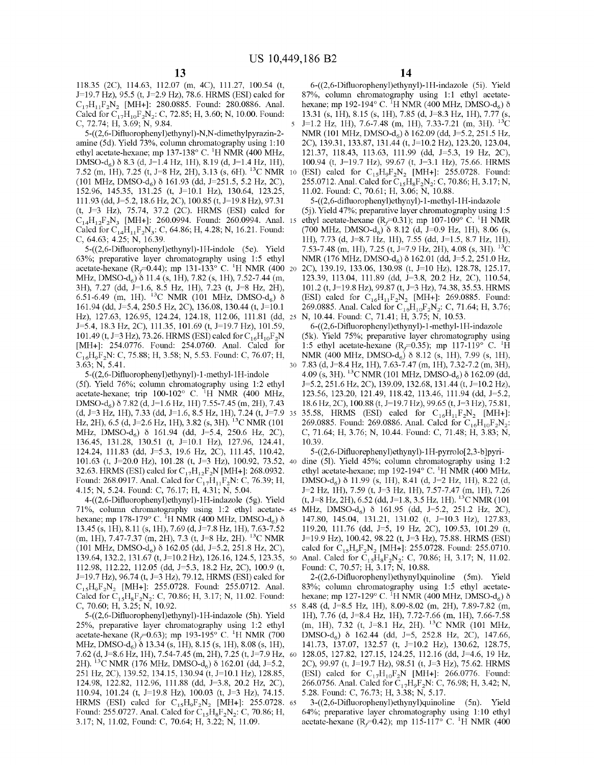118.35 (2C), 114.63, 112.07 (m, 4C), 111.27, 100.54 (t, J=19.7 Hz), 95.5 (t, J=2.9 Hz), 78.6. HRMS (ESI) calcd for $C_{17}H_{11}F_2N_2$ [MH+]: 280.0885. Found: 280.0886. Anal. Calcd for $C_{17}H_{10}F_2N_2$: C, 72.85; H, 3.60; N, 10.00. Found: C, 72.74; H, 3.69; N, 9.84.

5-((2,6-Difluorophenyl)ethynyl)-N,N-dimethylpyrazin-2-amine (5d). Yield 73%, column chromatography using 1:10 ethyl acetate-hexane; mp 137-138° C. $^1$H NMR (400 MHz, DMSO-d$_6$) δ 8.3 (d, J=1.4 Hz, 1H), 8.19 (d, J=1.4 Hz, 1H), 7.52 (m, 1H), 7.25 (t, J=8 Hz, 2H), 3.13 (s, 6H). $^{13}$C NMR (101 MHz, DMSO-d$_6$) δ 161.93 (dd, J=251.5, 5.2 Hz, 2C), 152.96, 145.35, 131.25 (t, J=10.1 Hz), 130.64, 123.25, 111.93 (dd, J=5.2, 18.6 Hz, 2C), 100.85 (t, J=19.8 Hz), 97.31 (t, J=3 Hz), 75.74, 37.2 (2C). HRMS (ESI) calcd for $C_{14}H_{12}F_2N_3$ [MH+]: 260.0994. Found: 260.0994. Anal. Calcd for $C_{14}H_{11}F_2N_3$: C, 64.86; H, 4.28; N, 16.21. Found: C, 64.63; 4.25; N, 16.39.

5-((2,6-Difluorophenyl)ethynyl)-1H-indole (5e). Yield 63%; preparative layer chromatography using 1:5 ethyl acetate-hexane ($R_f$=0.44); mp 131-133° C. $^1$H NMR (400 MHz, DMSO-d$_6$) δ 11.4 (s, 1H), 7.82 (s, 1H), 7.52-7.44 (m, 3H), 7.27 (dd, J=1.6, 8.5 Hz, 1H), 7.23 (t, J=8 Hz, 2H), 6.51-6.49 (m, 1H). $^{13}$C NMR (101 MHz, DMSO-d$_6$) δ 161.94 (dd, J=5.4, 250.5 Hz, 2C), 136.08, 130.44 (t, J=10.1 Hz), 127.63, 126.95, 124.24, 124.18, 112.06, 111.81 (dd, J=5.4, 18.3 Hz, 2C), 111.35, 101.69 (t, J=19.7 Hz), 101.59, 101.49 (t, J=3 Hz), 73.26. HRMS (ESI) calcd for $C_{16}H_{10}F_2N$ [MH+]: 254.0776. Found: 254.0760. Anal. Calcd for $C_{16}H_9F_2N$: C, 75.88; H, 3.58; N, 5.53. Found: C, 76.07; H, 3.63; N, 5.41.

5-((2,6-Difluorophenyl)ethynyl)-1-methyl-1H-indole (5f). Yield 76%; column chromatography using 1:2 ethyl acetate-hexane; trip 100-102° C. $^1$H NMR (400 MHz, DMSO-d$_6$) δ 7.82 (d, J=1.6 Hz, 1H) 7.55-7.45 (m, 2H), 7.43 (d, J=3 Hz, 1H), 7.33 (dd, J=1.6, 8.5 Hz, 1H), 7.24 (t, J=7.9 Hz, 2H), 6.5 (d, J=2.6 Hz, 1H), 3.82 (s, 3H). $^{13}$C NMR (101 MHz, DMSO-d$_6$) δ 161.94 (dd, J=5.4, 250.6 Hz, 2C), 136.45, 131.28, 130.51 (t, J=10.1 Hz), 127.96, 124.41, 124.24, 111.83 (dd, J=5.3, 19.6 Hz, 2C), 111.45, 110.42, 101.63 (t, J=20.0 Hz), 101.28 (t, J=3 Hz), 100.92, 73.52, 32.63. HRMS (ESI) calcd for $C_{17}H_{12}F_2N$ [MH+]: 268.0932. Found: 268.0917. Anal. Calcd for $C_{17}H_{11}F_2N$: C, 76.39; H, 4.15; N, 5.24. Found: C, 76.17; H, 4.31; N, 5.04.

4-((2,6-Difluorophenyl)ethynyl)-1H-indazole (5g). Yield 71%, column chromatography using 1:2 ethyl acetate-hexane; mp 178-179° C. $^1$H NMR (400 MHz, DMSO-d$_6$) δ 13.45 (s, 1H), 8.11 (s, 1H), 7.69 (d, J=7.8 Hz, 1H), 7.63-7.52 (m, 1H), 7.47-7.37 (m, 2H), 7.3 (t, J=8 Hz, 2H). $^{13}$C NMR (101 MHz, DMSO-d$_6$) δ 162.05 (dd, J=5.2, 251.8 Hz, 2C), 139.64, 132.2, 131.67 (t, J=10.2 Hz), 126.16, 124.5, 123.35, 112.98, 112.22, 112.05 (dd, J=5.3, 18.2 Hz, 2C), 100.9 (t, J=19.7 Hz), 96.74 (t, J=3 Hz), 79.12, HRMS (ESI) calcd for $C_{15}H_9F_2N_2$ [MH+]: 255.0728. Found: 255.0712. Anal. Calcd for $C_{15}H_8F_2N_2$: C, 70.86; H, 3.17; N, 11.02. Found: C, 70.60; H, 3.25; N, 10.92.

5-((2,6-Difluorophenyl)ethynyl)-1H-indazole (5h). Yield 25%, preparative layer chromatography using 1:2 ethyl acetate-hexane ($R_f$=0.63); mp 193-195° C. $^1$H NMR (700 MHz, DMSO-d$_6$) δ 13.34 (s, 1H), 8.15 (s, 1H), 8.08 (s, 1H), 7.62 (d, J=8.6 Hz, 1H), 7.54-7.45 (m, 2H), 7.25 (t, J=7.9 Hz, 2H). $^{13}$C NMR (176 MHz, DMSO-d$_6$) δ 162.01 (dd, J=5.2, 251 Hz, 2C), 139.52, 134.15, 130.94 (t, J=10.1 Hz), 128.85, 124.98, 122.82, 112.96, 111.88 (dd, J=3.8, 20.2 Hz, 2C), 110.94, 101.24 (t, J=19.8 Hz), 100.03 (t, J=3 Hz), 74.15. HRMS (ESI) calcd for $C_{15}H_9F_2N_2$ [MH+]: 255.0728. Found: 255.0727. Anal. Calcd for $C_{15}H_8F_2N_2$: C, 70.86; H, 3.17; N, 11.02, Found: C, 70.64; H, 3.22; N, 11.09.

6-((2,6-Difluorophenyl)ethynyl)-1H-indazole (5i). Yield 87%, column chromatography using 1:1 ethyl acetate-hexane; mp 192-194° C. $^1$H NMR (400 MHz, DMSO-d$_6$) δ 13.31 (s, 1H), 8.15 (s, 1H), 7.85 (d, J=8.3 Hz, 1H), 7.77 (s, J=1.2 Hz, 1H), 7.6-7.48 (m, 1H), 7.33-7.21 (m, 3H). $^{13}$C NMR (101 MHz, DMSO-d$_6$) δ 162.09 (dd, J=5.2, 251.5 Hz, 2C), 139.31, 133.87, 131.44 (t, J=10.2 Hz), 123.20, 123.04, 121.37, 118.43, 113.63, 111.99 (dd, J=5.3, 19 Hz, 2C), 100.94 (t, J=19.7 Hz), 99.67 (t, J=3.1 Hz), 75.66. HRMS (ESI) calcd for $C_{15}H_9F_2N_2$ [MH+]: 255.0728. Found: 255.0712. Anal. Calcd for $C_{15}H_8F_2N_2$: C, 70.86; H, 3.17; N, 11.02. Found: C, 70.61; H, 3.06; N, 10.88.

5-((2,6-difluorophenyl)ethynyl)-1-methyl-1H-indazole (5j). Yield 47%; preparative layer chromatography using 1:5 ethyl acetate-hexane ($R_f$=0.31); mp 107-109° C. $^1$H NMR (700 MHz, DMSO-d$_6$) δ 8.12 (d, J=0.9 Hz, 1H), 8.06 (s, 1H), 7.73 (d, J=8.7 Hz, 1H), 7.55 (dd, J=1.5, 8.7 Hz, 1H), 7.53-7.48 (m, 1H), 7.25 (t, J=7.9 Hz, 2H), 4.08 (s, 3H). $^{13}$C NMR (176 MHz, DMSO-d$_6$) δ 162.01 (dd, J=5.2, 251.0 Hz, 2C), 139.19, 133.06, 130.98 (t, J=10 Hz), 128.78, 125.17, 123.39, 113.04, 111.89 (dd, J=3.8, 20.2 Hz, 2C), 110.54, 101.2 (t, J=19.8 Hz), 99.87 (t, J=3 Hz), 74.38, 35.53. HRMS (ESI) calcd for $C_{16}H_{11}F_2N_2$ [MH+]: 269.0885. Found: 269.0885. Anal. Calcd for $C_{16}H_{10}F_2N_2$: C, 71.64; H, 3.76; N, 10.44. Found: C, 71.41; H, 3.75; N, 10.53.

6-((2,6-Difluorophenyl)ethynyl)-1-methyl-1H-indazole (5k). Yield 75%; preparative layer chromatography using 1:5 ethyl acetate-hexane ($R_f$=0.35); mp 117-119° C. $^1$H NMR (400 MHz, DMSO-d$_6$) δ 8.12 (s, 1H), 7.99 (s, 1H), 7.83 (d, J=8.4 Hz, 1H), 7.63-7.47 (m, 1H), 7.32-7.2 (m, 3H), 4.09 (s, 3H). $^{13}$C NMR (101 MHz, DMSO-d$_6$) δ 162.09 (dd, J=5.2, 251.6 Hz, 2C), 139.09, 132.68, 131.44 (t, J=10.2 Hz), 123.56, 123.20, 121.49, 118.42, 113.46, 111.94 (dd, J=5.2, 18.6 Hz, 2C), 100.88 (t, J=19.7 Hz), 99.65 (t, J=3 Hz), 75.81, 35.58, HRMS (ESI) calcd for $C_{16}H_{11}F_2N_2$ [MH+]: 269.0885. Found: 269.0886. Anal. Calcd for $C_{16}H_{10}F_2N_2$: C, 71.64; H, 3.76; N, 10.44. Found: C, 71.48; H, 3.83; N, 10.39.

5-((2,6-Difluorephenyl)ethynyl)-1H-pyrrolo[2,3-b]pyridine (5l). Yield 45%; column chromatography using 1:2 ethyl acetate-hexane; mp 192-194° C. $^1$H NMR (400 MHz, DMSO-d$_6$) δ 11.99 (s, 1H), 8.41 (d, J=2 Hz, 1H), 8.22 (d, J=2 Hz, 1H), 7.59 (t, J=3 Hz, 1H), 7.57-7.47 (m, 1H), 7.26 (t, J=8 Hz, 2H), 6.52 (dd, J=1.8, 3.5 Hz, 1H). $^{13}$C NMR (101 MHz, DMSO-d$_6$) δ 161.95 (dd, J=5.2, 251.2 Hz, 2C), 147.80, 145.04, 131.21, 131.02 (t, J=10.3 Hz), 127.83, 119.20, 111.76 (dd, J=5, 19 Hz, 2C), 109.53, 101.29 (t, J=19.9 Hz), 100.42, 98.22 (t, J=3 Hz), 75.88. HRMS (ESI) calcd for $C_{15}H_9F_2N_2$ [MH+]: 255.0728. Found: 255.0710. Anal. Calcd for $C_{15}H_8F_2N_2$: C, 70.86; H, 3.17; N, 11.02. Found: C, 70.57; H, 3.17; N, 10.88.

2-((2,6-Difluorophenyl)ethynyl)quinoline (5m). Yield 83%; column chromatography using 1:5 ethyl acetate-hexane; mp 127-129° C. $^1$H NMR (400 MHz, DMSO-d$_6$) δ 8.48 (d, J=8.5 Hz, 1H), 8.09-8.02 (m, 2H), 7.89-7.82 (m, 1H), 7.76 (d, J=8.4 Hz, 1H), 7.72-7.66 (m, 1H), 7.66-7.58 (m, 1H), 7.32 (t, J=8.1 Hz, 2H). $^{13}$C NMR (101 MHz, DMSO-d$_6$) δ 162.44 (dd, J=5, 252.8 Hz, 2C), 147.66, 141.73, 137.07, 132.57 (t, J=10.2 Hz), 130.62, 128.75, 128.05, 127.82, 127.15, 124.25, 112.16 (dd, J=4.6, 19 Hz, 2C), 99.97 (t, J=19.7 Hz), 98.51 (t, J=3 Hz), 75.62. HRMS (ESI) calcd for $C_{17}H_{10}F_2N$ [MH+]: 266.0776. Found: 266.0756. Anal. Calcd for $C_{17}H_9F_2N$: C, 76.98; H, 3.42; N, 5.28. Found: C, 76.73; H, 3.38; N, 5.17.

3-((2,6-Difluorophenyl)ethynyl)quinoline (5n). Yield 64%; preparative layer chromatography using 1:10 ethyl acetate-hexane ($R_f$=0.42); mp 115-117° C. $^1$H NMR (400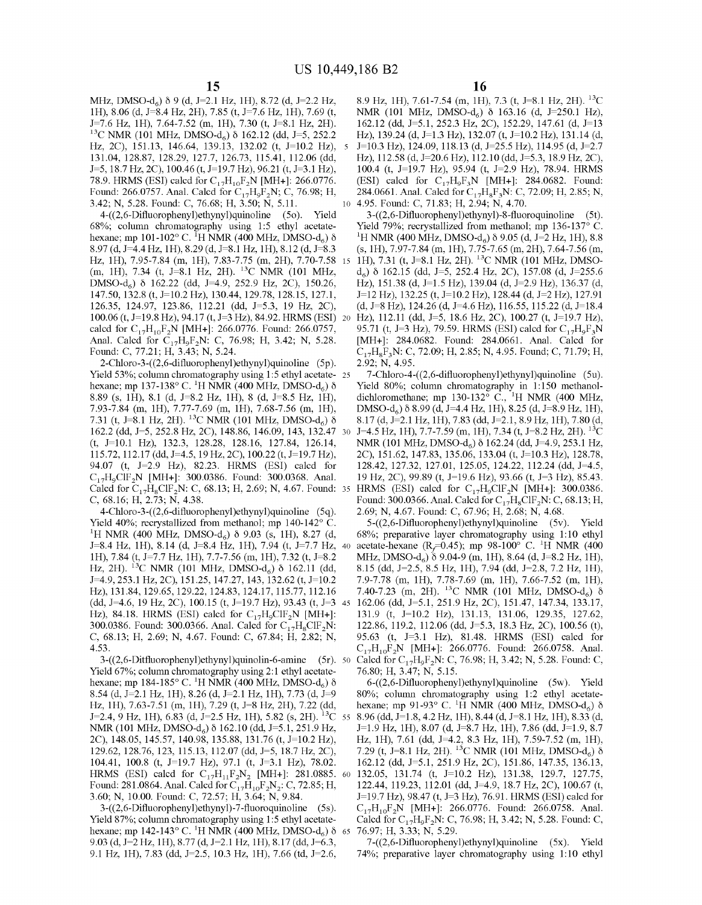MHz, DMSO-$d_6$) δ 9 (d, J=2.1 Hz, 1H), 8.72 (d, J=2.2 Hz, 1H), 8.06 (d, J=8.4 Hz, 2H), 7.85 (t, J=7.6 Hz, 1H), 7.69 (t, J=7.6 Hz, 1H), 7.64-7.52 (m, 1H), 7.30 (t, J=8.1 Hz, 2H). $^{13}C$ NMR (101 MHz, DMSO-$d_6$) δ 162.12 (dd, J=5, 252.2 Hz, 2C), 151.13, 146.64, 139.13, 132.02 (t, J=10.2 Hz), 131.04, 128.87, 128.29, 127.7, 126.73, 115.41, 112.06 (dd, J=5, 18.7 Hz, 2C), 100.46 (t, J=19.7 Hz), 96.21 (t, J=3.1 Hz), 78.9. HRMS (ESI) calcd for $C_{17}H_{10}F_2N$ [MH+]: 266.0776. Found: 266.0757. Anal. Calcd for $C_{17}H_9F_2N$; C, 76.98; H, 3.42; N, 5.28. Found: C, 76.68; H, 3.50; N, 5.11.

4-((2,6-Difluorophenyl)ethynyl)quinoline (5o). Yield 68%; column chromatography using 1:5 ethyl acetate-hexane; mp 101-102° C. $^1H$ NMR (400 MHz, DMSO-$d_6$) δ 8.97 (d, J=4.4 Hz, 1H), 8.29 (d, J=8.1 Hz, 1H), 8.12 (d, J=8.3 Hz, 1H), 7.95-7.84 (m, 1H), 7.83-7.75 (m, 2H), 7.70-7.58 (m, 1H), 7.34 (t, J=8.1 Hz, 2H). $^{13}C$ NMR (101 MHz, DMSO-$d_6$) δ 162.22 (dd, J=4.9, 252.9 Hz, 2C), 150.26, 147.50, 132.8 (t, J=10.2 Hz), 130.44, 129.78, 128.15, 127.1, 126.35, 124.97, 123.86, 112.21 (dd, J=5.3, 19 Hz, 2C), 100.06 (t, J=19.8 Hz), 94.17 (t, J=3 Hz), 84.92. HRMS (ESI) calcd for $C_{17}H_{10}F_2N$ [MH+]: 266.0776. Found: 266.0757, Anal. Calcd for $C_{17}H_9F_2N$: C, 76.98; H, 3.42; N, 5.28. Found: C, 77.21; H, 3.43; N, 5.24.

2-Chloro-3-((2,6-difluorophenyl)ethynyl)quinoline (5p). Yield 53%; column chromatography using 1:5 ethyl acetate-hexane; mp 137-138° C. $^1H$ NMR (400 MHz, DMSO-$d_6$) δ 8.89 (s, 1H), 8.1 (d, J=8.2 Hz, 1H), 8 (d, J=8.5 Hz, 1H), 7.93-7.84 (m, 1H), 7.77-7.69 (m, 1H), 7.68-7.56 (m, 1H), 7.31 (t, J=8.1 Hz, 2H). $^{13}C$ NMR (101 MHz, DMSO-$d_6$) δ 162.2 (dd, J=5, 252.8 Hz, 2C), 148.86, 146.09, 143, 132.47 (t, J=10.1 Hz), 132.3, 128.28, 128.16, 127.84, 126.14, 115.72, 112.17 (dd, J=4.5, 19 Hz, 2C), 100.22 (t, J=19.7 Hz), 94.07 (t, J=2.9 Hz), 82.23. HRMS (ESI) calcd for $C_{17}H_9ClF_2N$ [MH+]: 300.0386. Found: 300.0368. Anal. Calcd for $C_{17}H_8ClF_2N$: C, 68.13; H, 2.69; N, 4.67. Found: C, 68.16; H, 2.73; N, 4.38.

4-Chloro-3-((2,6-difluorophenyl)ethynyl)quinoline (5q). Yield 40%; recrystallized from methanol; mp 140-142° C. $^1H$ NMR (400 MHz, DMSO-$d_6$) δ 9.03 (s, 1H), 8.27 (d, J=8.4 Hz, 1H), 8.14 (d, J=8.4 Hz, 1H), 7.94 (t, J=7.7 Hz, 1H), 7.84 (t, J=7.7 Hz, 1H), 7.7-7.56 (m, 1H), 7.32 (t, J=8.2 Hz, 2H). $^{13}C$ NMR (101 MHz, DMSO-$d_6$) δ 162.11 (dd, J=4.9, 253.1 Hz, 2C), 151.25, 147.27, 143, 132.62 (t, J=10.2 Hz), 131.84, 129.65, 129.22, 124.83, 124.17, 115.77, 112.16 (dd, J=4.6, 19 Hz, 2C), 100.15 (t, J=19.7 Hz), 93.43 (t, J=3 Hz), 84.18. HRMS (ESI) calcd for $C_{17}H_9ClF_2N$ [MH+]: 300.0386. Found: 300.0366. Anal. Calcd for $C_{17}H_8ClF_2N$: C, 68.13; H, 2.69; N, 4.67. Found: C, 67.84; H, 2.82; N, 4.53.

3-((2,6-Ditfluorophenyl)ethynyl)quinolin-6-amine (5r). Yield 67%; column chromatography using 2:1 ethyl acetate-hexane; mp 184-185° C. $^1H$ NMR (400 MHz, DMSO-$d_6$) δ 8.54 (d, J=2.1 Hz, 1H), 8.26 (d, J=2.1 Hz, 1H), 7.73 (d, J=9 Hz, 1H), 7.63-7.51 (m, 1H), 7.29 (t, J=8 Hz, 2H), 7.22 (dd, J=2.4, 9 Hz, 1H), 6.83 (d, J=2.5 Hz, 1H), 5.82 (s, 2H). $^{13}C$ NMR (101 MHz, DMSO-$d_6$) δ 162.10 (dd, J=5.1, 251.9 Hz, 2C), 148.05, 145.57, 140.98, 135.88, 131.76 (t, J=10.2 Hz), 129.62, 128.76, 123, 115.13, 112.07 (dd, J=5, 18.7 Hz, 2C), 104.41, 100.8 (t, J=19.7 Hz), 97.1 (t, J=3.1 Hz), 78.02. HRMS (ESI) calcd for $C_{17}H_{11}F_2N_2$ [MH+]: 281.0885. Found: 281.0864. Anal. Calcd for $C_{17}H_{10}F_2N_2$: C, 72.85; H, 3.60; N, 10.00. Found: C, 72.57; H, 3.64; N, 9.84.

3-((2,6-Difluorophenyl)ethynyl)-7-fluoroquinoline (5s). Yield 87%; column chromatography using 1:5 ethyl acetate-hexane; mp 142-143° C. $^1H$ NMR (400 MHz, DMSO-$d_6$) δ 9.03 (d, J=2 Hz, 1H), 8.77 (d, J=2.1 Hz, 1H), 8.17 (dd, J=6.3, 9.1 Hz, 1H), 7.83 (dd, J=2.5, 10.3 Hz, 1H), 7.66 (td, J=2.6, 8.9 Hz, 1H), 7.61-7.54 (m, 1H), 7.3 (t, J=8.1 Hz, 2H). $^{13}C$ NMR (101 MHz, DMSO-$d_6$) δ 163.16 (d, J=250.1 Hz), 162.12 (dd, J=5.1, 252.3 Hz, 2C), 152.29, 147.61 (d, J=13 Hz), 139.24 (d, J=1.3 Hz), 132.07 (t, J=10.2 Hz), 131.14 (d, J=10.3 Hz), 124.09, 118.13 (d, J=25.5 Hz), 114.95 (d, J=2.7 Hz), 112.58 (d, J=20.6 Hz), 112.10 (dd, J=5.3, 18.9 Hz, 2C), 100.4 (t, J=19.7 Hz), 95.94 (t, J=2.9 Hz), 78.94. HRMS (ESI) calcd for $C_{17}H_9F_3N$ [MH+]: 284.0682. Found: 284.0661. Anal. Calcd for $C_{17}H_8F_3N$: C, 72.09; H, 2.85; N, 4.95. Found: C, 71.83; H, 2.94; N, 4.70.

3-((2,6-Difluorophenyl)ethynyl)-8-fluoroquinoline (5t). Yield 79%; recrystallized from methanol; mp 136-137° C. $^1H$ NMR (400 MHz, DMSO-$d_6$) δ 9.05 (d, J=2 Hz, 1H), 8.8 (s, 1H), 7.97-7.84 (m, 1H), 7.75-7.65 (m, 2H), 7.64-7.56 (m, 1H), 7.31 (t, J=8.1 Hz, 2H). $^{13}C$ NMR (101 MHz, DMSO-$d_6$) δ 162.15 (dd, J=5, 252.4 Hz, 2C), 157.08 (d, J=255.6 Hz), 151.38 (d, J=1.5 Hz), 139.04 (d, J=2.9 Hz), 136.37 (d, J=12 Hz), 132.25 (t, J=10.2 Hz), 128.44 (d, J=2 Hz), 127.91 (d, J=8 Hz), 124.26 (d, J=4.6 Hz), 116.55, 115.22 (d, J=18.4 Hz), 112.11 (dd, J=5, 18.6 Hz, 2C), 100.27 (t, J=19.7 Hz), 95.71 (t, J=3 Hz), 79.59. HRMS (ESI) calcd for $C_{17}H_9F_3N$ [MH+]: 284.0682. Found: 284.0661. Anal. Calcd for $C_{17}H_8F_3N$: C, 72.09; H, 2.85; N, 4.95. Found; C, 71.79; H, 2.92; N, 4.95.

7-Chloro-4-((2,6-difluorophenyl)ethynyl)quinoline (5u). Yield 80%; column chromatography in 1:150 methanol-dichloromethane; mp 130-132° C., $^1H$ NMR (400 MHz, DMSO-$d_6$) δ 8.99 (d, J=4.4 Hz, 1H), 8.25 (d, J=8.9 Hz, 1H), 8.17 (d, J=2.1 Hz, 1H), 7.83 (dd, J=2.1, 8.9 Hz, 1H), 7.80 (d, J=4.5 Hz, 1H), 7.7-7.59 (m, 1H), 7.34 (t, J=8.2 Hz, 2H). $^{13}C$ NMR (101 MHz, DMSO-$d_6$) δ 162.24 (dd, J=4.9, 253.1 Hz, 2C), 151.62, 147.83, 135.06, 133.04 (t, J=10.3 Hz), 128.78, 128.42, 127.32, 127.01, 125.05, 124.22, 112.24 (dd, J=4.5, 19 Hz, 2C), 99.89 (t, J=19.6 Hz), 93.66 (t, J=3 Hz), 85.43. HRMS (ESI) calcd for $C_{17}H_9ClF_2N$ [MH+]: 300.0386. Found: 300.0366. Anal. Calcd for $C_{17}H_8ClF_2N$: C, 68.13; H, 2.69; N, 4.67. Found: C, 67.96; H, 2.68; N, 4.68.

5-((2,6-Difluorophenyl)ethynyl)quinoline (5v). Yield 68%; preparative layer chromatography using 1:10 ethyl acetate-hexane ($R_f$=0.45); mp 98-100° C. $^1H$ NMR (400 MHz, DMSO-$d_6$) δ 9.04-9 (m, 1H), 8.64 (d, J=8.2 Hz, 1H), 8.15 (dd, J=2.5, 8.5 Hz, 1H), 7.94 (dd, J=2.8, 7.2 Hz, 1H), 7.9-7.78 (m, 1H), 7.78-7.69 (m, 1H), 7.66-7.52 (m, 1H), 7.40-7.23 (m, 2H). $^{13}C$ NMR (101 MHz, DMSO-$d_6$) δ 162.06 (dd, J=5.1, 251.9 Hz, 2C), 151.47, 147.34, 133.17, 131.9 (t, J=10.2 Hz), 131.13, 131.06, 129.35, 127.62, 122.86, 119.2, 112.06 (dd, J=5.3, 18.3 Hz, 2C), 100.56 (t), 95.63 (t, J=3.1 Hz), 81.48. HRMS (ESI) calcd for $C_{17}H_{10}F_2N$ [MH+]: 266.0776. Found: 266.0758. Anal. Calcd for $C_{17}H_9F_2N$: C, 76.98; H, 3.42; N, 5.28. Found: C, 76.80; H, 3.47; N, 5.15.

6-((2,6-Difluorophenyl)ethynyl)quinoline (5w). Yield 80%; column chromatography using 1:2 ethyl acetate-hexane; mp 91-93° C. $^1H$ NMR (400 MHz, DMSO-$d_6$) δ 8.96 (dd, J=1.8, 4.2 Hz, 1H), 8.44 (d, J=8.1 Hz, 1H), 8.33 (d, J=1.9 Hz, 1H), 8.07 (d, J=8.7 Hz, 1H), 7.86 (dd, J=1.9, 8.7 Hz, 1H), 7.61 (dd, J=4.2, 8.3 Hz, 1H), 7.59-7.52 (m, 1H), 7.29 (t, J=8.1 Hz, 2H). $^{13}C$ NMR (101 MHz, DMSO-$d_6$) δ 162.12 (dd, J=5.1, 251.9 Hz, 2C), 151.86, 147.35, 136.13, 132.05, 131.74 (t, J=10.2 Hz), 131.38, 129.7, 127.75, 122.44, 119.23, 112.01 (dd, J=4.9, 18.7 Hz, 2C), 100.67 (t, J=19.7 Hz), 98.47 (t, J=3 Hz), 76.91. HRMS (ESI) calcd for $C_{17}H_{10}F_2N$ [MH+]: 266.0776. Found: 266.0758. Anal. Calcd for $C_{17}H_9F_2N$: C, 76.98; H, 3.42; N, 5.28. Found: C, 76.97; H, 3.33; N, 5.29.

7-((2,6-Difluorophenyl)ethynyl)quinoline (5x). Yield 74%; preparative layer chromatography using 1:10 ethyl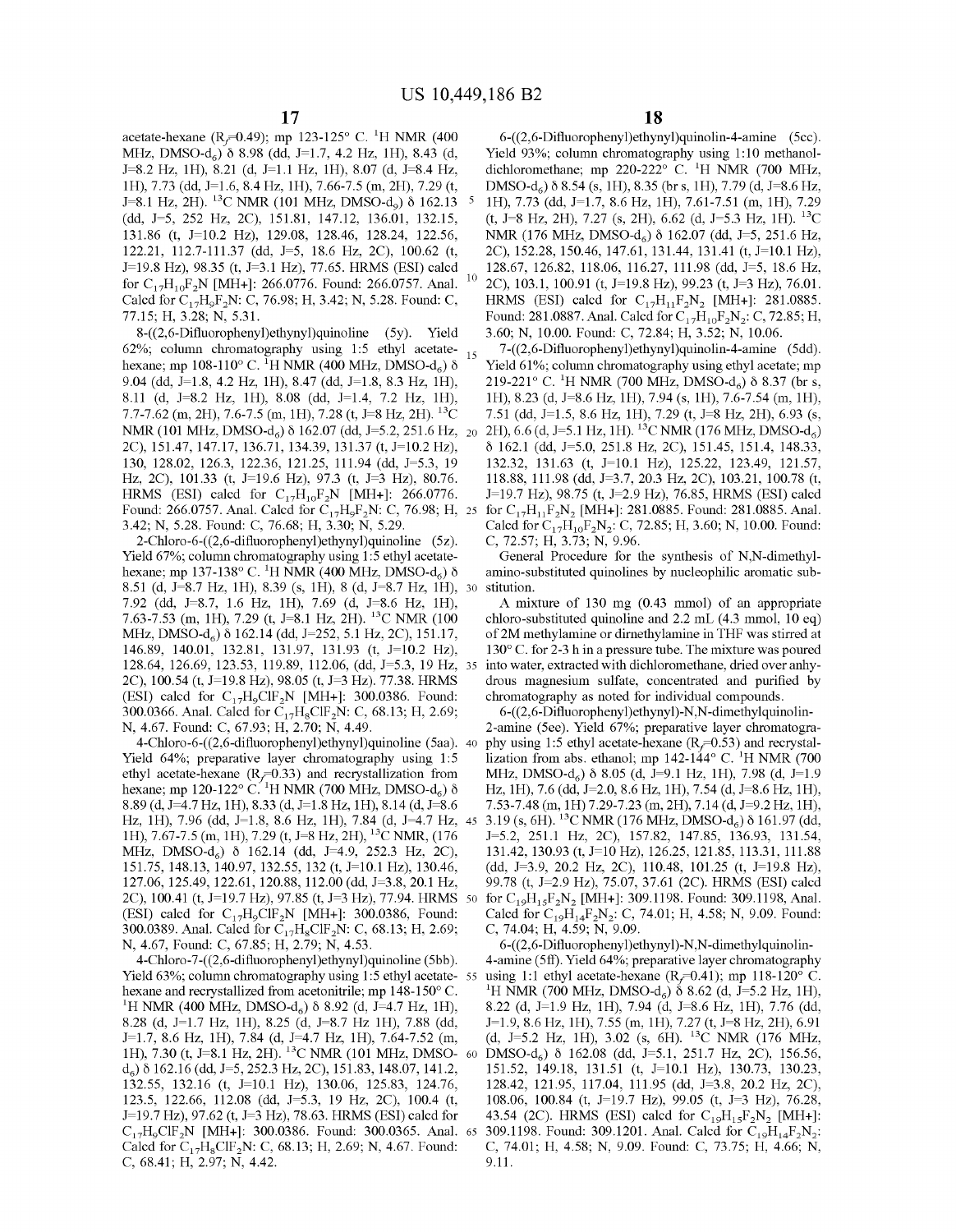acetate-hexane ($R_f$=0.49); mp 123-125° C. $^1$H NMR (400 MHz, DMSO-d$_6$) δ 8.98 (dd, J=1.7, 4.2 Hz, 1H), 8.43 (d, J=8.2 Hz, 1H), 8.21 (d, J=1.1 Hz, 1H), 8.07 (d, J=8.4 Hz, 1H), 7.73 (dd, J=1.6, 8.4 Hz, 1H), 7.66-7.5 (m, 2H), 7.29 (t, J=8.1 Hz, 2H). $^{13}$C NMR (101 MHz, DMSO-d$_6$) δ 162.13 (dd, J=5, 252 Hz, 2C), 151.81, 147.12, 136.01, 132.15, 131.86 (t, J=10.2 Hz), 129.08, 128.46, 128.24, 122.56, 122.21, 112.7-111.37 (dd, J=5, 18.6 Hz, 2C), 100.62 (t, J=19.8 Hz), 98.35 (t, J=3.1 Hz), 77.65. HRMS (ESI) calcd for $C_{17}H_{10}F_2N$ [MH+]: 266.0776. Found: 266.0757. Anal. Calcd for $C_{17}H_9F_2N$: C, 76.98; H, 3.42; N, 5.28. Found: C, 77.15; H, 3.28; N, 5.31.

8-((2,6-Difluorophenyl)ethynyl)quinoline (5y). Yield 62%; column chromatography using 1:5 ethyl acetate-hexane; mp 108-110° C. $^1$H NMR (400 MHz, DMSO-d$_6$) δ 9.04 (dd, J=1.8, 4.2 Hz, 1H), 8.47 (dd, J=1.8, 8.3 Hz, 1H), 8.11 (d, J=8.2 Hz, 1H), 8.08 (dd, J=1.4, 7.2 Hz, 1H), 7.7-7.62 (m, 2H), 7.6-7.5 (m, 1H), 7.28 (t, J=8 Hz, 2H). $^{13}$C NMR (101 MHz, DMSO-d$_6$) δ 162.07 (dd, J=5.2, 251.6 Hz, 2C), 151.47, 147.17, 136.71, 134.39, 131.37 (t, J=10.2 Hz), 130, 128.02, 126.3, 122.36, 121.25, 111.94 (dd, J=5.3, 19 Hz, 2C), 101.33 (t, J=19.6 Hz), 97.3 (t, J=3 Hz), 80.76. HRMS (ESI) calcd for $C_{17}H_{10}F_2N$ [MH+]: 266.0776. Found: 266.0757. Anal. Calcd for $C_{17}H_9F_2N$: C, 76.98; H, 3.42; N, 5.28. Found: C, 76.68; H, 3.30; N, 5.29.

2-Chloro-6-((2,6-difluorophenyl)ethynyl)quinoline (5z). Yield 67%; column chromatography using 1:5 ethyl acetate-hexane; mp 137-138° C. $^1$H NMR (400 MHz, DMSO-d$_6$) δ 8.51 (d, J=8.7 Hz, 1H), 8.39 (s, 1H), 8 (d, J=8.7 Hz, 1H), 7.92 (dd, J=8.7, 1.6 Hz, 1H), 7.69 (d, J=8.6 Hz, 1H), 7.63-7.53 (m, 1H), 7.29 (t, J=8.1 Hz, 2H). $^{13}$C NMR (100 MHz, DMSO-d$_6$) δ 162.14 (dd, J=252, 5.1 Hz, 2C), 151.17, 146.89, 140.01, 132.81, 131.97, 131.93 (t, J=10.2 Hz), 128.64, 126.69, 123.53, 119.89, 112.06, (dd, J=5.3, 19 Hz, 2C), 100.54 (t, J=19.8 Hz), 98.05 (t, J=3 Hz), 77.38. HRMS (ESI) calcd for $C_{17}H_9ClF_2N$ [MH+]: 300.0386. Found: 300.0366. Anal. Calcd for $C_{17}H_8ClF_2N$: C, 68.13; H, 2.69; N, 4.67. Found: C, 67.93; H, 2.70; N, 4.49.

4-Chloro-6-((2,6-difluorophenyl)ethynyl)quinoline (5aa). Yield 64%; preparative layer chromatography using 1:5 ethyl acetate-hexane ($R_f$=0.33) and recrystallization from hexane; mp 120-122° C. $^1$H NMR (700 MHz, DMSO-d$_6$) δ 8.89 (d, J=4.7 Hz, 1H), 8.33 (d, J=1.8 Hz, 1H), 8.14 (d, J=8.6 Hz, 1H), 7.96 (dd, J=1.8, 8.6 Hz, 1H), 7.84 (d, J=4.7 Hz, 1H), 7.67-7.5 (m, 1H), 7.29 (t, J=8 Hz, 2H), $^{13}$C NMR, (176 MHz, DMSO-d$_6$) δ 162.14 (dd, J=4.9, 252.3 Hz, 2C), 151.75, 148.13, 140.97, 132.55, 132 (t, J=10.1 Hz), 130.46, 127.06, 125.49, 122.61, 120.88, 112.00 (dd, J=3.8, 20.1 Hz, 2C), 100.41 (t, J=19.7 Hz), 97.85 (t, J=3 Hz), 77.94. HRMS (ESI) calcd for $C_{17}H_9ClF_2N$ [MH+]: 300.0386, Found: 300.0389. Anal. Calcd for $C_{17}H_8ClF_2N$: C, 68.13; H, 2.69; N, 4.67, Found: C, 67.85; H, 2.79; N, 4.53.

4-Chloro-7-((2,6-difluorophenyl)ethynyl)quinoline (5bb). Yield 63%; column chromatography using 1:5 ethyl acetate-hexane and recrystallized from acetonitrile; mp 148-150° C. $^1$H NMR (400 MHz, DMSO-d$_6$) δ 8.92 (d, J=4.7 Hz, 1H), 8.28 (d, J=1.7 Hz, 1H), 8.25 (d, J=8.7 Hz 1H), 7.88 (dd, J=1.7, 8.6 Hz, 1H), 7.84 (d, J=4.7 Hz, 1H), 7.64-7.52 (m, 1H), 7.30 (t, J=8.1 Hz, 2H). $^{13}$C NMR (101 MHz, DMSO-d$_6$) δ 162.16 (dd, J=5, 252.3 Hz, 2C), 151.83, 148.07, 141.2, 132.55, 132.16 (t, J=10.1 Hz), 130.06, 125.83, 124.76, 123.5, 122.66, 112.08 (dd, J=5.3, 19.1 Hz, 2C), 100.4 (t, J=19.7 Hz), 97.62 (t, J=3 Hz), 78.63. HRMS (ESI) calcd for $C_{17}H_9ClF_2N$ [MH+]: 300.0386. Found: 300.0365. Anal. Calcd for $C_{17}H_8ClF_2N$: C, 68.13; H, 2.69; N, 4.67. Found: C, 68.41; H, 2.97; N, 4.42.

6-((2,6-Difluorophenyl)ethynyl)quinolin-4-amine (5cc). Yield 93%; column chromatography using 1:10 methanol-dichloromethane; mp 220-222° C. $^1$H NMR (700 MHz, DMSO-d$_6$) δ 8.54 (s, 1H), 8.35 (br s, 1H), 7.79 (d, J=8.6 Hz, 1H), 7.73 (dd, J=1.7, 8.6 Hz, 1H), 7.61-7.51 (m, 1H), 7.29 (t, J=8 Hz, 2H), 7.27 (s, 2H), 6.62 (d, J=5.3 Hz, 1H). $^{13}$C NMR (176 MHz, DMSO-d$_6$) δ 162.07 (dd, J=5, 251.6 Hz, 2C), 152.28, 150.46, 147.61, 131.44, 131.41 (t, J=10.1 Hz), 128.67, 126.82, 118.06, 116.27, 111.98 (dd, J=5, 18.6 Hz, 2C), 103.1, 100.91 (t, J=19.8 Hz), 99.23 (t, J=3 Hz), 76.01. HRMS (ESI) calcd for $C_{17}H_{11}F_2N_2$ [MH+]: 281.0885. Found: 281.0887. Anal. Calcd for $C_{17}H_{10}F_2N_2$: C, 72.85; H, 3.60; N, 10.00. Found: C, 72.84; H, 3.52; N, 10.06.

7-((2,6-Difluorophenyl)ethynyl)quinolin-4-amine (5dd). Yield 61%; column chromatography using ethyl acetate; mp 219-221° C. $^1$H NMR (700 MHz, DMSO-d$_6$) δ 8.37 (br s, 1H), 8.23 (d, J=8.6 Hz, 1H), 7.94 (s, 1H), 7.6-7.54 (m, 1H), 7.51 (dd, J=1.5, 8.6 Hz, 1H), 7.29 (t, J=8 Hz, 2H), 6.93 (s, 2H), 6.6 (d, J=5.1 Hz, 1H). $^{13}$C NMR (176 MHz, DMSO-d$_6$) δ 162.1 (dd, J=5.0, 251.8 Hz, 2C), 151.45, 151.4, 148.33, 132.32, 131.63 (t, J=10.1 Hz), 125.22, 123.49, 121.57, 118.88, 111.98 (dd, J=3.7, 20.3 Hz, 2C), 103.21, 100.78 (t, J=19.7 Hz), 98.75 (t, J=2.9 Hz), 76.85, HRMS (ESI) calcd for $C_{17}H_{11}F_2N_2$ [MH+]: 281.0885. Found: 281.0885. Anal. Calcd for $C_{17}H_{10}F_2N_2$: C, 72.85; H, 3.60; N, 10.00. Found: C, 72.57; H, 3.73; N, 9.96.

General Procedure for the synthesis of N,N-dimethylamino-substituted quinolines by nucleophilic aromatic substitution.

A mixture of 130 mg (0.43 mmol) of an appropriate chloro-substituted quinoline and 2.2 mL (4.3 mmol, 10 eq) of 2M methylamine or dimethylamine in THF was stirred at 130° C. for 2-3 h in a pressure tube. The mixture was poured into water, extracted with dichloromethane, dried over anhydrous magnesium sulfate, concentrated and purified by chromatography as noted for individual compounds.

6-((2,6-Difluorophenyl)ethynyl)-N,N-dimethylquinolin-2-amine (5ee). Yield 67%; preparative layer chromatography using 1:5 ethyl acetate-hexane ($R_f$=0.53) and recrystallization from abs. ethanol; mp 142-144° C. $^1$H NMR (700 MHz, DMSO-d$_6$) δ 8.05 (d, J=9.1 Hz, 1H), 7.98 (d, J=1.9 Hz, 1H), 7.6 (dd, J=2.0, 8.6 Hz, 1H), 7.54 (d, J=8.6 Hz, 1H), 7.53-7.48 (m, 1H) 7.29-7.23 (m, 2H), 7.14 (d, J=9.2 Hz, 1H), 3.19 (s, 6H). $^{13}$C NMR (176 MHz, DMSO-d$_6$) δ 161.97 (dd, J=5.2, 251.1 Hz, 2C), 157.82, 147.85, 136.93, 131.54, 131.42, 130.93 (t, J=10 Hz), 126.25, 121.85, 113.31, 111.88 (dd, J=3.9, 20.2 Hz, 2C), 110.48, 101.25 (t, J=19.8 Hz), 99.78 (t, J=2.9 Hz), 75.07, 37.61 (2C). HRMS (ESI) calcd for $C_{19}H_{15}F_2N_2$ [MH+]: 309.1198. Found: 309.1198, Anal. Calcd for $C_{19}H_{14}F_2N_2$: C, 74.01; H, 4.58; N, 9.09. Found: C, 74.04; H, 4.59; N, 9.09.

6-((2,6-Difluorophenyl)ethynyl)-N,N-dimethylquinolin-4-amine (5ff). Yield 64%; preparative layer chromatography using 1:1 ethyl acetate-hexane ($R_f$=0.41); mp 118-120° C. $^1$H NMR (700 MHz, DMSO-d$_6$) δ 8.62 (d, J=5.2 Hz, 1H), 8.22 (d, J=1.9 Hz, 1H), 7.94 (d, J=8.6 Hz, 1H), 7.76 (dd, J=1.9, 8.6 Hz, 1H), 7.55 (m, 1H), 7.27 (t, J=8 Hz, 2H), 6.91 (d, J=5.2 Hz, 1H), 3.02 (s, 6H). $^{13}$C NMR (176 MHz, DMSO-d$_6$) δ 162.08 (dd, J=5.1, 251.7 Hz, 2C), 156.56, 151.52, 149.18, 131.51 (t, J=10.1 Hz), 130.73, 130.23, 128.42, 121.95, 117.04, 111.95 (dd, J=3.8, 20.2 Hz, 2C), 108.06, 100.84 (t, J=19.7 Hz), 99.05 (t, J=3 Hz), 76.28, 43.54 (2C). HRMS (ESI) calcd for $C_{19}H_{15}F_2N_2$ [MH+]: 309.1198. Found: 309.1201. Anal. Calcd for $C_{19}H_{14}F_2N_2$: C, 74.01; H, 4.58; N, 9.09. Found: C, 73.75; H, 4.66; N, 9.11.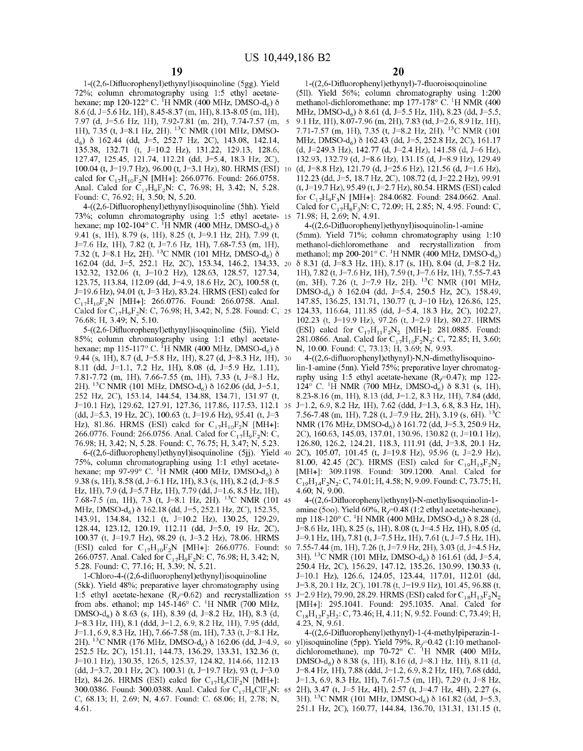1-((2,6-Difluorophenyl)ethynyl)isoquinoline (5gg). Yield 72%; column chromatography using 1:5 ethyl acetate-hexane; mp 120-122° C. $^{1}$H NMR (400 MHz, DMSO-d$_6$) δ 8.6 (d, J=5.6 Hz, 1H), 8.45-8.37 (m, 1H), 8.13-8.05 (m, 1H), 7.97 (d, J=5.6 Hz, 1H), 7.92-7.81 (m, 2H), 7.74-7.57 (m, 1H), 7.35 (t, J=8.1 Hz, 2H). $^{13}$C NMR (101 MHz, DMSO-d$_6$) δ 162.44 (dd, J=5, 252.7 Hz, 2C), 143.08, 142.14, 135.38, 132.71 (t, J=10.2 Hz), 131.22, 129.13, 128.6, 127.47, 125.45, 121.74, 112.21 (dd, J=5.4, 18.3 Hz, 2C), 100.04 (t, J=19.7 Hz), 96.00 (t, J=3.1 Hz), 80. HRMS (ESI) calcd for $C_{17}H_{10}F_2N$ [MH+]: 266.0776. Found: 266.0758. Anal. Calcd for $C_{17}H_9F_2N$: C, 76.98; H, 3.42; N, 5.28. Found: C, 76.92; H, 3.50; N, 5.20.

4-((2,6-Difluorophenyl)ethynyl)isoquinoline (5hh). Yield 73%; column chromatography using 1:5 ethyl acetate-hexane; mp 102-104° C. $^{1}$H NMR (400 MHz, DMSO-d$_6$) δ 9.41 (s, 1H), 8.79 (s, 1H), 8.25 (t, J=9.1 Hz, 2H), 7.99 (t, J=7.6 Hz, 1H), 7.82 (t, J=7.6 Hz, 1H), 7.68-7.53 (m, 1H), 7.32 (t, J=8.1 Hz, 2H). $^{13}$C NMR (101 MHz, DMSO-d$_6$) δ 162.04 (dd, J=5, 252.1 Hz, 2C), 153.34, 146.2, 134.33, 132.32, 132.06 (t, J=10.2 Hz), 128.63, 128.57, 127.34, 123.75, 113.84, 112.09 (dd, J=4.9, 18.6 Hz, 2C), 100.58 (t, J=19.6 Hz), 94.01 (t, J=3 Hz), 83.24. HRMS (ESI) calcd for $C_{17}H_{10}F_2N$ [MH+]: 266.0776. Found: 266.0758. Anal. Calcd for $C_{17}H_9F_2N$: C, 76.98; H, 3.42; N, 5.28. Found: C, 76.68; H, 3.49; N, 5.10.

5-((2,6-Difluorophenyl)ethynyl)isoquinoline (5ii), Yield 85%; column chromatography using 1:1 ethyl acetate-hexane; mp 115-117° C. $^{1}$H NMR (400 MHz, DMSO-d$_6$) δ 9.44 (s, 1H), 8.7 (d, J=5.8 Hz, 1H), 8.27 (d, J=8.3 Hz, 1H), 8.11 (dd, J=1.1, 7.2 Hz, 1H), 8.08 (d, J=5.9 Hz, 1.11), 7.81-7.72 (m, 1H), 7.66-7.55 (m, 1H), 7.33 (t, J=8.1 Hz, 2H). $^{13}$C NMR (101 MHz, DMSO-d$_6$) δ 162.06 (dd, J=5.1, 252 Hz, 2C), 153.14, 144.54, 134.88, 134.71, 131.97 (t, J=10.1 Hz), 129.62, 127.91, 127.36, 117.86, 117.53, 112.1 (dd, J=5.3, 19 Hz, 2C), 100.63 (t, J=19.6 Hz), 95.41 (t, J=3 Hz), 81.86. HRMS (ESI) calcd for $C_{17}H_{10}F_2N$ [MH+]: 266.0776. Found: 266.0756. Anal. Calcd for $C_{17}H_9F_2N$: C, 76.98; H, 3.42; N, 5.28. Found: C, 76.75; H, 3.47; N, 5.23.

6-((2,6-difluorophenyl)ethynyl)isoquinoline (5jj). Yield 75%, column chromatographing using 1:1 ethyl acetate-hexane; mp 97-99° C. $^{1}$H NMR (400 MHz, DMSO-d$_6$) δ 9.38 (s, 1H), 8.58 (d, J=6.1 Hz, 1H), 8.3 (s, 1H), 8.2 (d, J=8.5 Hz, 1H), 7.9 (d, J=5.7 Hz, 1H), 7.79 (dd, J=1.6, 8.5 Hz, 1H), 7.68-7.5 (m, 1H), 7.3 (t, J=8.1 Hz, 2H). $^{13}$C NMR (101 MHz, DMSO-d$_6$) δ 162.18 (dd, J=5, 252.1 Hz, 2C), 152.35, 143.91, 134.84, 132.1 (t, J=10.2 Hz), 130.25, 129.29, 128.44, 123.12, 120.19, 112.11 (dd, J=5.0, 19 Hz, 2C), 100.37 (t, J=19.7 Hz), 98.29 (t, J=3.2 Hz), 78.06. HRMS (ESI) calcd for $C_{17}H_{10}F_2N$ [MH+]: 266.0776. Found: 266.0757. Anal. Calcd for $C_{17}H_9F_2N$: C, 76.98; H, 3.42; N, 5.28. Found: C, 77.16; H, 3.39; N, 5.21.

1-Chloro-4-((2,6-difluorophenyl)ethynyl)isoquinoline (5kk). Yield 48%; preparative layer chromatography using 1:5 ethyl acetate-hexane ($R_f$=0.62) and recrystallization from abs. ethanol; mp 145-146° C. $^{1}$H NMR (700 MHz, DMSO-d$_6$) δ 8.63 (s, 1H), 8.39 (d, J=8.2 Hz, 1H), 8.3 (d, J=8.3 Hz, 1H), 8.1 (ddd, J=1.2, 6.9, 8.2 Hz, 1H), 7.95 (ddd, J=1.1, 6.9, 8.3 Hz, 1H), 7.66-7.58 (m, 1H), 7.33 (t, J=8.1 Hz, 2H). $^{13}$C NMR (176 MHz, DMSO-d$_6$) δ 162.06 (dd, J=4.9, 252.5 Hz, 2C), 151.11, 144.73, 136.29, 133.31, 132.36 (t, J=10.1 Hz), 130.35, 126.5, 125.37, 124.82, 114.66, 112.13 (dd, J=3.7, 20.1 Hz, 2C). 100.31 (t, J=19.7 Hz), 93 (t, J=3.0 Hz), 84.26. HRMS (ESI) calcd for $C_{17}H_9ClF_2N$ [MH+]: 300.0386. Found: 300.0388. Anal. Calcd for $C_{17}H_8ClF_2N$: C, 68.13; H, 2.69; N, 4.67. Found: C. 68.06; H, 2.78; N, 4.61.

1-((2,6-Difluorophenyl)ethynyl)-7-fluoroisoquinoline (5ll). Yield 56%; column chromatography using 1:200 methanol-dichloromethane; mp 177-178° C. $^{1}$H NMR (400 MHz, DMSO-d$_6$) δ 8.61 (d, J=5.5 Hz, 1H), 8.23 (dd, J=5.5, 9.1 Hz, 1H), 8.07-7.96 (m, 2H), 7.83 (td, J=2.6, 8.9 Hz, 1H), 7.71-7.57 (m, 1H), 7.35 (t, J=8.2 Hz, 2H). $^{13}$C NMR (101 MHz, DMSO-d$_6$) δ 162.43 (dd, J=5, 252.8 Hz, 2C), 161.17 (d, J=249.3 Hz), 142.77 (d, J=2.4 Hz), 141.58 (d, J=6 Hz), 132.93, 132.79 (d, J=8.6 Hz), 131.15 (d, J=8.9 Hz), 129.49 (d, J=8.8 Hz), 121.79 (d, J=25.6 Hz), 121.56 (d, J=1.6 Hz), 112.23 (dd, J=5, 18.7 Hz, 2C), 108.72 (d, J=22.2 Hz), 99.91 (t, J=19.7 Hz), 95.49 (t, J=2.7 Hz), 80.54. HRMS (ESI) calcd for $C_{17}H_9F_3N$ [MH+]: 284.0682. Found: 284.0662. Anal. Calcd for $C_{17}H_8F_3N$: C, 72.09; H, 2.85; N, 4.95. Found: C, 71.98; H, 2.69; N, 4.91.

4-((2,6-Difluorophenyl)ethynyl)isoquinolin-1-amine (5mm). Yield 71%; column chromatography using 1:10 methanol-dichloromethane and recrystallization from methanol; mp 200-201° C. $^{1}$H NMR (400 MHz, DMSO-d$_6$) δ 8.31 (d, J=8.3 Hz, 1H), 8.17 (s, 1H), 8.04 (d, J=8.2 Hz, 1H), 7.82 (t, J=7.6 Hz, 1H), 7.59 (t, J=7.6 Hz, 1H), 7.55-7.43 (m, 3H), 7.26 (t, J=7.9 Hz, 2H). $^{13}$C NMR (101 MHz, DMSO-d$_6$) δ 162.04 (dd, J=5.4, 250.5 Hz, 2C), 158.49, 147.85, 136.25, 131.71, 130.77 (t, J=10 Hz), 126.86, 125, 124.33, 116.64, 111.85 (dd, J=5.4, 18.3 Hz, 2C), 102.27, 102.23 (t, J=19.9 Hz), 97.26 (t, J=2.9 Hz), 80.27. HRMS (ESI) calcd for $C_{17}H_{11}F_2N_2$ [MH+]: 281.0885. Found: 281.0866. Anal. Calcd for $C_{17}H_{10}F_2N_2$: C, 72.85; H, 3.60; N, 10.00. Found: C, 73.13; H, 3.69; N, 9.93.

4-((2,6-difluorophenyl)ethynyl)-N,N-dimethylisoquinolin-1-amine (5nn). Yield 75%; preparative layer chromatography using 1:5 ethyl acetate-hexane ($R_f$=0.47); mp 122-124° C. $^{1}$H NMR (700 MHz, DMSO-d$_6$) δ 8.31 (s, 1H), 8.23-8.16 (m, 1H), 8.13 (dd, J=1.2, 8.3 Hz, 1H), 7.84 (ddd, J=1.2, 6.9, 8.2 Hz, 1H), 7.62 (ddd, J=1.3, 6.8, 8.3 Hz, 1H), 7.56-7.48 (m, 1H), 7.28 (t, J=7.9 Hz, 2H), 3.19 (s, 6H). $^{13}$C NMR (176 MHz, DMSO-d$_6$) δ 161.72 (dd, J=5.3, 250.9 Hz, 2C), 160.63, 145.03, 137.01, 130.96, 130.82 (t, J=10.1 Hz), 126.80, 126.2, 124.21, 118.3, 111.91 (dd, J=3.8, 20.1 Hz, 2C), 105.07, 101.45 (t, J=19.8 Hz), 95.96 (t, J=2.9 Hz), 81.00, 42.45 (2C). HRMS (ESI) calcd for $C_{19}H_{15}F_2N_2$ [MH+]: 309.1198. Found: 309.1200. Anal. Calcd for $C_{19}H_{14}F_2N_2$: C, 74.01; H, 4.58; N, 9.09. Found: C, 73.75; H, 4.60; N, 9.00.

4-((2,6-Difluorophenyl)ethynyl)-N-methylisoquinolin-1-amine (5oo). Yield 60%, $R_f$=0.48 (1:2 ethyl acetate-hexane), mp 118-120° C. $^{1}$H NMR (400 MHz, DMSO-d$_6$) δ 8.28 (d, J=8.6 Hz, 1H), 8.25 (s, 1H), 8.08 (t, J=4.5 Hz, 1H), 8.05 (d, J=9.1 Hz, 1H), 7.81 (t, J=7.5 Hz, 1H), 7.61 (t, J=7.5 Hz, 1H), 7.55-7.44 (m, 1H), 7.26 (t, J=7.9 Hz, 2H), 3.03 (d, J=4.5 Hz, 3H). $^{13}$C NMR (101 MHz, DMSO-d$_6$) δ 161.61 (dd, J=5.4, 250.4 Hz, 2C), 156.29, 147.12, 135.26, 130.99, 130.33 (t, J=10.1 Hz), 126.6, 124.05, 123.44, 117.01, 112.01 (dd, J=3.8, 20.1 Hz, 2C), 101.78 (t, J=19.9 Hz), 101.45, 96.88 (t, J=2.9 Hz), 79.90, 28.29. HRMS (ESI) calcd for $C_{18}H_{13}F_2N_2$ [MH+]: 295.1041. Found: 295.1035. Anal. Calcd for $C_{18}H_{12}F_2H_2$: C, 73.46; H, 4.11; N, 9.52. Found: C, 73.49; H, 4.23, N, 9.61.

4-((2,6-Difluorophenyl)ethynyl)-1-(4-methylpiperazin-1-yl)isoquinoline (5pp). Yield 79%, $R_f$=0.42 (1:10 methanol-dichloromethane), mp 70-72° C. $^{1}$H NMR (400 MHz, DMSO-d$_6$) δ 8.38 (s, 1H), 8.16 (d, J=8.1 Hz, 1H), 8.11 (d, J=8.4 Hz, 1H), 7.88 (ddd, J=1.2, 6.9, 8.2 Hz, 1H), 7.68 (ddd, J=1.3, 6.9, 8.3 Hz, 1H), 7.61-7.5 (m, 1H), 7.29 (t, J=8 Hz, 2H), 3.47 (t, J=5 Hz, 4H), 2.57 (t, J=4.7 Hz, 4H), 2.27 (s, 3H). $^{13}$C NMR (101 MHz, DMSO-d$_6$) δ 161.82 (dd, J=5.3, 251.1 Hz, 2C), 160.77, 144.84, 136.70, 131.31, 131.15 (t,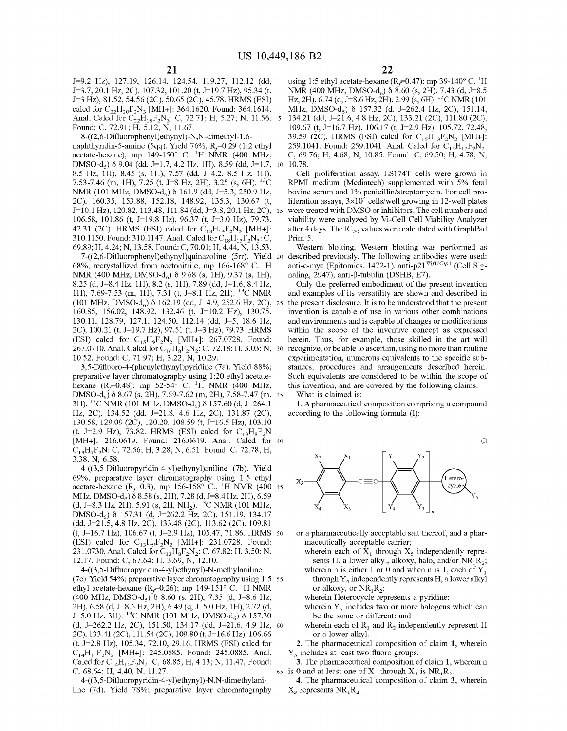J=9.2 Hz), 127.19, 126.14, 124.54, 119.27, 112.12 (dd, J=3.7, 20.1 Hz, 2C). 107.32, 101.20 (t, J=19.7 Hz), 95.34 (t, J=3 Hz), 81.52, 54.56 (2C), 50.65 (2C), 45.78. HRMS (ESI) calcd for $C_{22}H_{20}F_2N_3$ [MH+]: 364.1620. Found: 364.1614. Anal, Calcd for $C_{22}H_{19}F_2N_3$: C, 72.71; H, 5.27; N, 11.56. Found: C, 72.91; H, 5.12, N, 11.67.

8-((2,6-Difluorophenyl)ethynyl)-N,N-dimethyl-1,6-naphthyridin-5-amine (5qq). Yield 76%, $R_f$=0.29 (1:2 ethyl acetate-hexane), mp 149-150° C. $^1$H NMR (400 MHz, DMSO-$d_6$) δ 9.04 (dd, J=1.7, 4.2 Hz, 1H), 8.59 (dd, J=1.7, 8.5 Hz, 1H), 8.45 (s, 1H), 7.57 (dd, J=4.2, 8.5 Hz, 1H), 7.53-7.46 (m, 1H), 7.25 (t, J=8 Hz, 2H), 3.25 (s, 6H). $^{13}$C NMR (101 MHz, DMSO-$d_6$) δ 161.9 (dd, J=5.3, 250.9 Hz, 2C), 160.35, 153.88, 152.18, 148.92, 135.3, 130.67 (t, J=10.1 Hz), 120.82, 113.48, 111.84 (dd, J=3.8, 20.1 Hz, 2C), 106.58, 101.86 (t, J=19.8 Hz), 96.37 (t, J=3.0 Hz), 79.73, 42.31 (2C). HRMS (ESI) calcd for $C_{18}H_{14}F_2N_3$ [MH+]: 310.1150. Found: 310.1147. Anal. Calcd for $C_{18}H_{13}F_2N_3$: C, 69.89; H, 4.24; N, 13.58. Found: C, 70.01; H, 4.44, N, 13.53.

7-((2,6-Difluorophenyl)ethynyl)quinazoline (5rr). Yield 68%; recrystallized from acetonitrile; mp 166-168° C. $^1$H NMR (400 MHz, DMSO-$d_6$) δ 9.68 (s, 1H), 9.37 (s, 1H), 8.25 (d, J=8.4 Hz, 1H), 8.2 (s, 1H), 7.89 (dd, J=1.6, 8.4 Hz, 1H), 7.69-7.53 (m, 1H), 7.31 (t, J=8.1 Hz, 2H). $^{13}$C NMR (101 MHz, DMSO-$d_6$) δ 162.19 (dd, J=4.9, 252.6 Hz, 2C), 160.85, 156.02, 148.92, 132.46 (t, J=10.2 Hz), 130.75, 130.11, 128.79, 127.1, 124.50, 112.14 (dd, J=5, 18.6 Hz, 2C), 100.21 (t, J=19.7 Hz), 97.51 (t, J=3 Hz), 79.73. HRMS (ESI) calcd for $C_{15}H_9F_2N_2$ [MH+]: 267.0728. Found: 267.0710. Anal. Calcd for $C_{16}H_8F_2N_2$: C, 72.18; H, 3.03; N, 10.52. Found: C, 71.97; H, 3.22; N, 10.29.

3,5-Difluoro-4-(phenylethynyl)pyridine (7a). Yield 88%; preparative layer chromatography using 1:20 ethyl acetate-hexane ($R_f$=0.48); mp 52-54° C. $^1$H NMR (400 MHz, DMSO-$d_6$) δ 8.67 (s, 2H), 7.69-7.62 (m, 2H), 7.58-7.47 (m, 3H). $^{13}$C NMR (101 MHz, DMSO-$d_6$) δ 157.60 (d, J=264.1 Hz, 2C), 134.52 (dd, J=21.8, 4.6 Hz, 2C), 131.87 (2C), 130.58, 129.09 (2C), 120.20, 108.59 (t, J=16.5 Hz), 103.10 (t, J=2.9 Hz), 73.82. HRMS (ESI) calcd for $C_{13}H_8F_2N$ [MH+]: 216.0619. Found: 216.0619. Anal. Calcd for $C_{13}H_7F_2N$: C, 72.56; H, 3.28; N, 6.51. Found: C, 72.78; H, 3.38, N, 6.58.

4-((3,5-Difluoropyridin-4-yl)ethynyl)aniline (7b). Yield 69%; preparative layer chromatography using 1:5 ethyl acetate-hexane ($R_f$=0.3); mp 156-158° C., $^1$H NMR (400 MHz, DMSO-$d_6$) δ 8.58 (s, 2H), 7.28 (d, J=8.4 Hz, 2H), 6.59 (d, J=8.3 Hz, 2H), 5.91 (s, 2H, $NH_2$). $^{13}$C NMR (101 MHz, DMSO-$d_6$) δ 157.31 (d, J=262.2 Hz, 2C), 151.19, 134.17 (dd, J=21.5, 4.8 Hz, 2C), 133.48 (2C), 113.62 (2C), 109.81 (t, J=16.7 Hz), 106.67 (t, J=2.9 Hz), 105.47, 71.86. HRMS (ESI) calcd for $C_{13}H_9F_2N_2$ [MH+]: 231.0728. Found: 231.0730. Anal. Calcd for $C_{13}H_8F_2N_2$: C, 67.82; H, 3.50; N, 12.17. Found: C, 67.64; H, 3.69, N, 12.10.

4-((3,5-Difluoropyridin-4-yl)ethynyl)-N-methylaniline (7c). Yield 54%; preparative layer chromatography using 1:5 ethyl acetate-hexane ($R_f$=0.26); mp 149-151° C. $^1$H NMR (400 MHz, DMSO-$d_6$) δ 8.60 (s, 2H), 7.35 (d, J=8.6 Hz, 2H), 6.58 (d, J=8.6 Hz, 2H), 6.49 (q, J=5.0 Hz, 1H), 2.72 (d, J=5.0 Hz, 3H). $^{13}$C NMR (101 MHz, DMSO-$d_6$) δ 157.30 (d, J=262.2 Hz, 2C), 151.50, 134.17 (dd, J=21.6, 4.9 Hz, 2C), 133.41 (2C), 111.54 (2C), 109.80 (t, J=16.6 Hz), 106.66 (t, J=2.8 Hz), 105.34, 72.10, 29.16. HRMS (ESI) calcd for $C_{14}H_{11}F_2N_2$ [MH+]: 245.0885. Found: 245.0885. Anal. Calcd for $C_{14}H_{10}F_2N_2$: C, 68.85; H, 4.13; N, 11.47, Found: C, 68.64; H, 4.40, N, 11.27.

4-((3,5-Difluoropyridin-4-yl)ethynyl)-N,N-dimethylaniline (7d). Yield 78%; preparative layer chromatography using 1:5 ethyl acetate-hexane ($R_f$=0.47); mp 39-140° C. $^1$H NMR (400 MHz, DMSO-$d_6$) δ 8.60 (s, 2H), 7.43 (d, J=8.5 Hz, 2H), 6.74 (d, J=8.6 Hz, 2H), 2.99 (s, 6H). $^{13}$C NMR (101 MHz, DMSO-$d_6$) δ 157.32 (d, J=262.4 Hz, 2C), 151.14, 134.21 (dd, J=21.6, 4.8 Hz, 2C), 133.21 (2C), 111.80 (2C), 109.67 (t, J=16.7 Hz), 106.17 (t, J=2.9 Hz), 105.72, 72.48, 39.59 (2C). HRMS (ESI) calcd for $C_{15}H_{13}F_2N_2$ [MH+]: 259.1041. Found: 259.1041. Anal. Calcd for $C_{15}H_{12}F_2N_2$: C, 69.76; H, 4.68; N, 10.85. Found: C, 69.50; H, 4.78, N, 10.78.

Cell proliferation assay. LS174T cells were grown in RPMI medium (Mediatech) supplemented with 5% fetal bovine serum and 1% penicillin/streptomycin. For cell proliferation assays, $3\times10^4$ cells/well growing in 12-well plates were treated with DMSO or inhibitors. The cell numbers and viability were analyzed by Vi-Cell Cell Viability Analyzer after 4 days. The $IC_{50}$ values were calculated with GraphPad Prim 5.

Western blotting. Western blotting was performed as described previously. The following antibodies were used: anti-c-myc (Epitomics, 1472-1), anti-p21$^{Waf1/Cip1}$ (Cell Signaling, 2947), anti-β-tubulin (DSHB, E7).

Only the preferred embodiment of the present invention and examples of its versatility are shown and described in the present disclosure. It is to be understood that the present invention is capable of use in various other combinations and environments and is capable of changes or modifications within the scope of the inventive concept as expressed herein. Thus, for example, those skilled in the art will recognize, or be able to ascertain, using no more than routine experimentation, numerous equivalents to the specific substances, procedures and arrangements described herein. Such equivalents are considered to be within the scope of this invention, and are covered by the following claims.

What is claimed is:

1. A pharmaceutical composition comprising a compound according to the following formula (I):

(I)

or a pharmaceutically acceptable salt thereof, and a pharmaceutically acceptable carrier;

wherein each of $X_1$ through $X_5$ independently represents H, a lower alkyl, alkoxy, halo, and/or $NR_1R_2$;

wherein n is either 1 or 0 and when n is 1, each of $Y_1$ through $Y_4$ independently represents H, a lower alkyl or alkoxy, or $NR_1R_2$;

wherein Heterocycle represents a pyridine;

wherein $Y_5$ includes two or more halogens which can be the same or different; and

wherein each of $R_1$ and $R_2$ independently represent H or a lower alkyl.

2. The pharmaceutical composition of claim 1, wherein $Y_5$ includes at least two fluoro groups.

3. The pharmaceutical composition of claim 1, wherein n is 0 and at least one of $X_1$ through $X_5$ is $NR_1R_2$.

4. The pharmaceutical composition of claim 3, wherein $X_3$ represents $NR_1R_2$.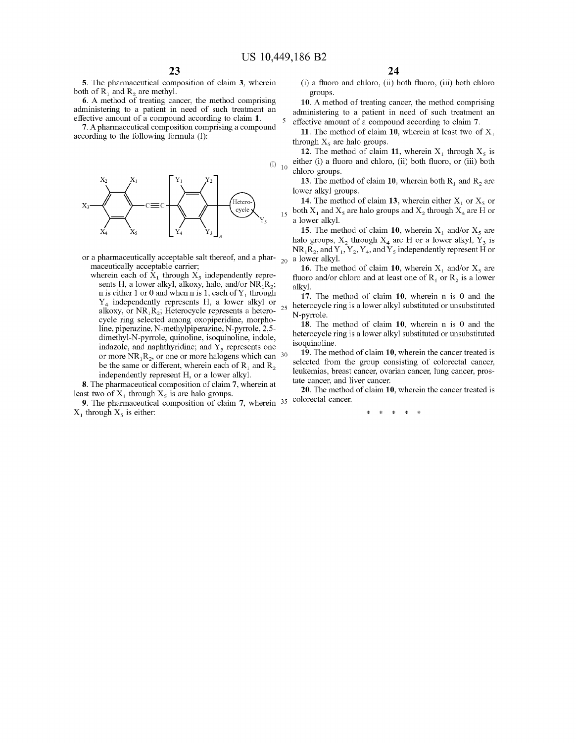5. The pharmaceutical composition of claim **3**, wherein both of $R_1$ and $R_2$ are methyl.

6. A method of treating cancer, the method comprising administering to a patient in need of such treatment an effective amount of a compound according to claim **1**.

7. A pharmaceutical composition comprising a compound according to the following formula (I):

(I)

or a pharmaceutically acceptable salt thereof, and a pharmaceutically acceptable carrier;

wherein each of $X_1$ through $X_5$ independently represents H, a lower alkyl, alkoxy, halo, and/or $NR_1R_2$; n is either 1 or 0 and when n is 1, each of $Y_1$ through $Y_4$ independently represents H, a lower alkyl or alkoxy, or $NR_1R_2$; Heterocycle represents a heterocycle ring selected among oxopiperidine, morpholine, piperazine, N-methylpiperazine, N-pyrrole, 2,5-dimethyl-N-pyrrole, quinoline, isoquinoline, indole, indazole, and naphthyridine; and $Y_5$ represents one or more $NR_1R_2$, or one or more halogens which can be the same or different, wherein each of $R_1$ and $R_2$ independently represent H, or a lower alkyl.

8. The pharmaceutical composition of claim **7**, wherein at least two of $X_1$ through $X_5$ is are halo groups.

9. The pharmaceutical composition of claim **7**, wherein $X_1$ through $X_5$ is either:

(i) a fluoro and chloro, (ii) both fluoro, (iii) both chloro groups.

10. A method of treating cancer, the method comprising administering to a patient in need of such treatment an effective amount of a compound according to claim **7**.

11. The method of claim **10**, wherein at least two of $X_1$ through $X_5$ are halo groups.

12. The method of claim **11**, wherein $X_1$ through $X_5$ is either (i) a fluoro and chloro, (ii) both fluoro, or (iii) both chloro groups.

13. The method of claim **10**, wherein both $R_1$ and $R_2$ are lower alkyl groups.

14. The method of claim **13**, wherein either $X_1$ or $X_5$ or both $X_1$ and $X_5$ are halo groups and $X_2$ through $X_4$ are H or a lower alkyl.

15. The method of claim **10**, wherein $X_1$ and/or $X_5$ are halo groups, $X_2$ through $X_4$ are H or a lower alkyl, $Y_3$ is $NR_1R_2$, and $Y_1$, $Y_2$, $Y_4$, and $Y_5$ independently represent H or a lower alkyl.

16. The method of claim **10**, wherein $X_1$ and/or $X_5$ are fluoro and/or chloro and at least one of $R_1$ or $R_2$ is a lower alkyl.

17. The method of claim **10**, wherein n is 0 and the heterocycle ring is a lower alkyl substituted or unsubstituted N-pyrrole.

18. The method of claim **10**, wherein n is 0 and the heterocycle ring is a lower alkyl substituted or unsubstituted isoquinoline.

19. The method of claim **10**, wherein the cancer treated is selected from the group consisting of colorectal cancer, leukemias, breast cancer, ovarian cancer, lung cancer, prostate cancer, and liver cancer.

20. The method of claim **10**, wherein the cancer treated is colorectal cancer.

* * * * *